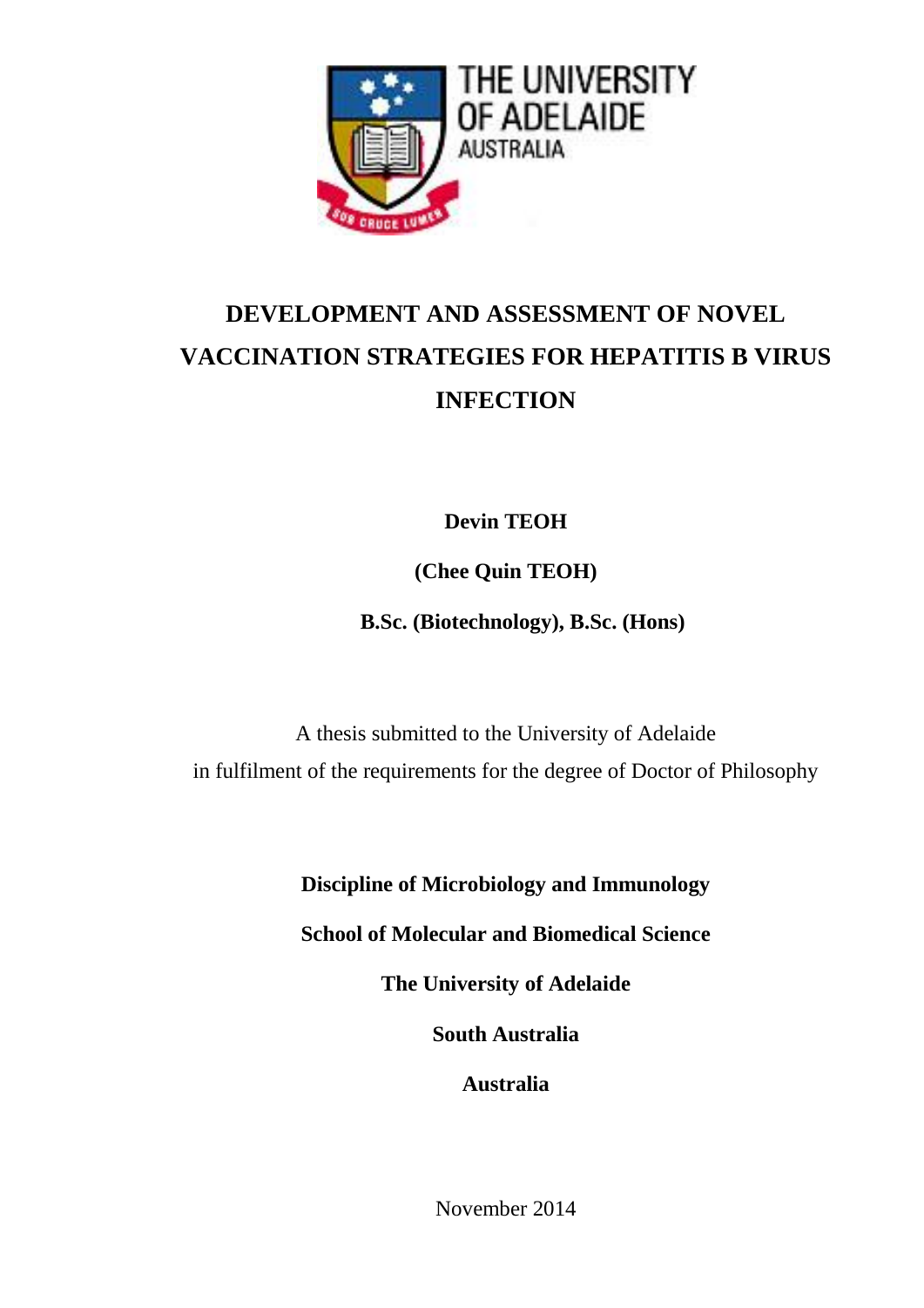THE UNIVERSITY OF ADELAIDE AUSTRALIA

# DEVELOPMENT AND ASSESSMENT OF NOVEL VACCINATION STRATEGIES FOR HEPATITIS B VIRUS INFECTION

**Devin TEOH**

**(Chee Quin TEOH)**

**B.Sc. (Biotechnology), B.Sc. (Hons)**

A thesis submitted to the University of Adelaide
in fulfilment of the requirements for the degree of Doctor of Philosophy

**Discipline of Microbiology and Immunology**

**School of Molecular and Biomedical Science**

**The University of Adelaide**

**South Australia**

**Australia**

November 2014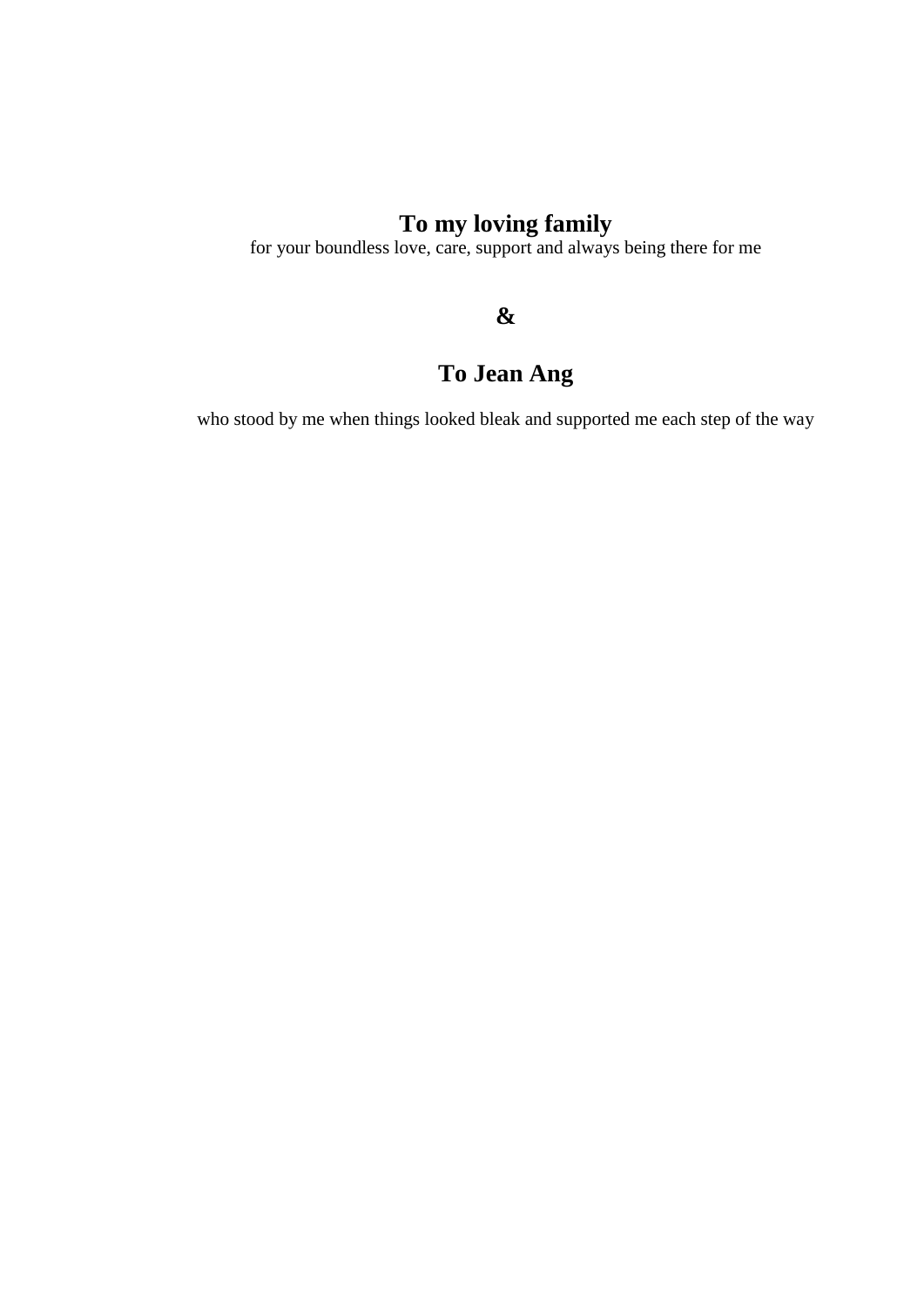**To my loving family**

for your boundless love, care, support and always being there for me

**&**

**To Jean Ang**

who stood by me when things looked bleak and supported me each step of the way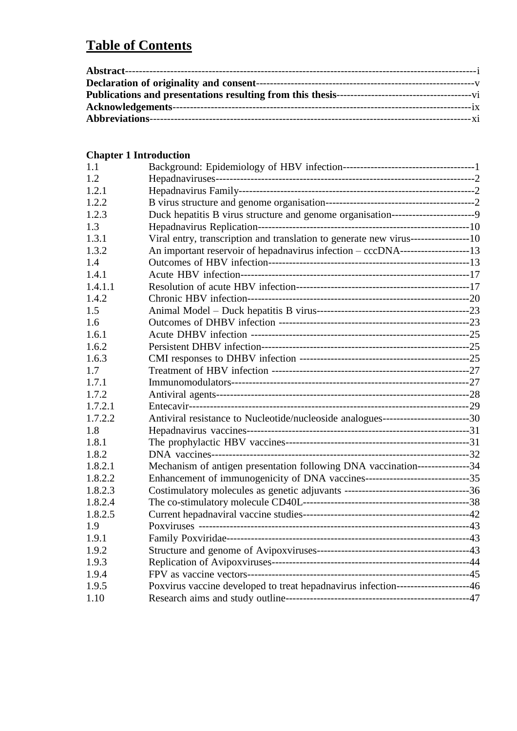# Table of Contents

| | |
|---|---|
| **Abstract** | i |
| **Declaration of originality and consent** | v |
| **Publications and presentations resulting from this thesis** | vi |
| **Acknowledgements** | ix |
| **Abbreviations** | xi |

**Chapter 1 Introduction**

| Section | Title | Page |
|---|---|---|
| 1.1 | Background: Epidemiology of HBV infection | 1 |
| 1.2 | Hepadnaviruses | 2 |
| 1.2.1 | Hepadnavirus Family | 2 |
| 1.2.2 | B virus structure and genome organisation | 2 |
| 1.2.3 | Duck hepatitis B virus structure and genome organisation | 9 |
| 1.3 | Hepadnavirus Replication | 10 |
| 1.3.1 | Viral entry, transcription and translation to generate new virus | 10 |
| 1.3.2 | An important reservoir of hepadnavirus infection – cccDNA | 13 |
| 1.4 | Outcomes of HBV infection | 13 |
| 1.4.1 | Acute HBV infection | 17 |
| 1.4.1.1 | Resolution of acute HBV infection | 17 |
| 1.4.2 | Chronic HBV infection | 20 |
| 1.5 | Animal Model – Duck hepatitis B virus | 23 |
| 1.6 | Outcomes of DHBV infection | 23 |
| 1.6.1 | Acute DHBV infection | 25 |
| 1.6.2 | Persistent DHBV infection | 25 |
| 1.6.3 | CMI responses to DHBV infection | 25 |
| 1.7 | Treatment of HBV infection | 27 |
| 1.7.1 | Immunomodulators | 27 |
| 1.7.2 | Antiviral agents | 28 |
| 1.7.2.1 | Entecavir | 29 |
| 1.7.2.2 | Antiviral resistance to Nucleotide/nucleoside analogues | 30 |
| 1.8 | Hepadnavirus vaccines | 31 |
| 1.8.1 | The prophylactic HBV vaccines | 31 |
| 1.8.2 | DNA vaccines | 32 |
| 1.8.2.1 | Mechanism of antigen presentation following DNA vaccination | 34 |
| 1.8.2.2 | Enhancement of immunogenicity of DNA vaccines | 35 |
| 1.8.2.3 | Costimulatory molecules as genetic adjuvants | 36 |
| 1.8.2.4 | The co-stimulatory molecule CD40L | 38 |
| 1.8.2.5 | Current hepadnaviral vaccine studies | 42 |
| 1.9 | Poxviruses | 43 |
| 1.9.1 | Family Poxviridae | 43 |
| 1.9.2 | Structure and genome of Avipoxviruses | 43 |
| 1.9.3 | Replication of Avipoxviruses | 44 |
| 1.9.4 | FPV as vaccine vectors | 45 |
| 1.9.5 | Poxvirus vaccine developed to treat hepadnavirus infection | 46 |
| 1.10 | Research aims and study outline | 47 |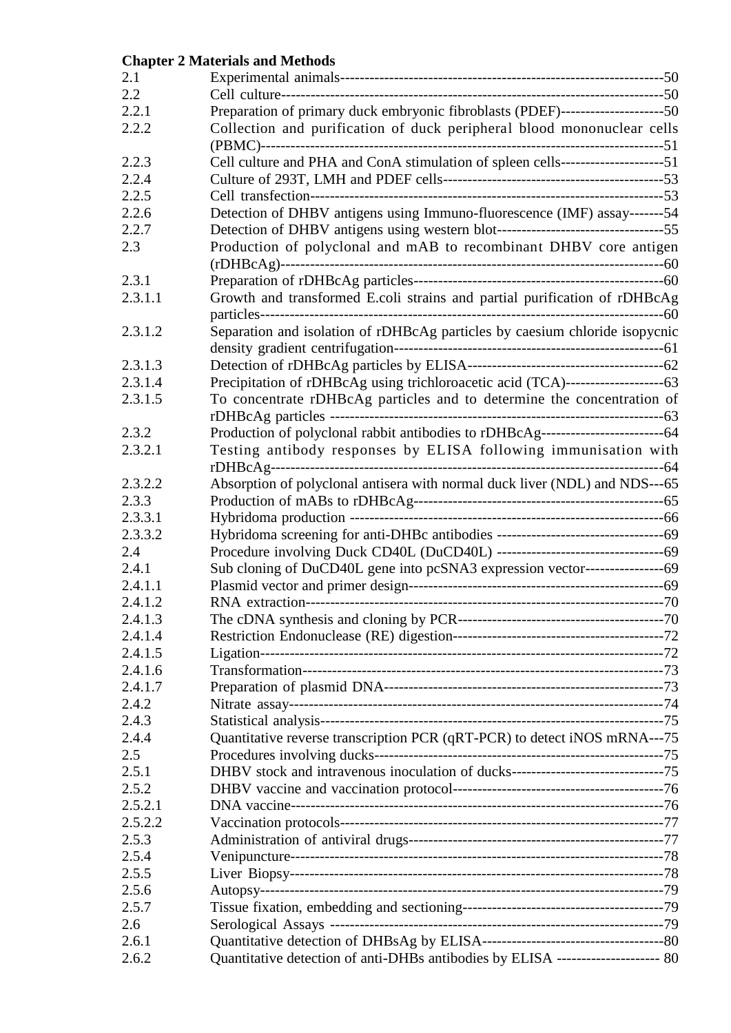**Chapter 2 Materials and Methods**

| | | |
|---|---|---|
| 2.1 | Experimental animals | 50 |
| 2.2 | Cell culture | 50 |
| 2.2.1 | Preparation of primary duck embryonic fibroblasts (PDEF) | 50 |
| 2.2.2 | Collection and purification of duck peripheral blood mononuclear cells (PBMC) | 51 |
| 2.2.3 | Cell culture and PHA and ConA stimulation of spleen cells | 51 |
| 2.2.4 | Culture of 293T, LMH and PDEF cells | 53 |
| 2.2.5 | Cell transfection | 53 |
| 2.2.6 | Detection of DHBV antigens using Immuno-fluorescence (IMF) assay | 54 |
| 2.2.7 | Detection of DHBV antigens using western blot | 55 |
| 2.3 | Production of polyclonal and mAB to recombinant DHBV core antigen (rDHBcAg) | 60 |
| 2.3.1 | Preparation of rDHBcAg particles | 60 |
| 2.3.1.1 | Growth and transformed E.coli strains and partial purification of rDHBcAg particles | 60 |
| 2.3.1.2 | Separation and isolation of rDHBcAg particles by caesium chloride isopycnic density gradient centrifugation | 61 |
| 2.3.1.3 | Detection of rDHBcAg particles by ELISA | 62 |
| 2.3.1.4 | Precipitation of rDHBcAg using trichloroacetic acid (TCA) | 63 |
| 2.3.1.5 | To concentrate rDHBcAg particles and to determine the concentration of rDHBcAg particles | 63 |
| 2.3.2 | Production of polyclonal rabbit antibodies to rDHBcAg | 64 |
| 2.3.2.1 | Testing antibody responses by ELISA following immunisation with rDHBcAg | 64 |
| 2.3.2.2 | Absorption of polyclonal antisera with normal duck liver (NDL) and NDS | 65 |
| 2.3.3 | Production of mABs to rDHBcAg | 65 |
| 2.3.3.1 | Hybridoma production | 66 |
| 2.3.3.2 | Hybridoma screening for anti-DHBc antibodies | 69 |
| 2.4 | Procedure involving Duck CD40L (DuCD40L) | 69 |
| 2.4.1 | Sub cloning of DuCD40L gene into pcSNA3 expression vector | 69 |
| 2.4.1.1 | Plasmid vector and primer design | 69 |
| 2.4.1.2 | RNA extraction | 70 |
| 2.4.1.3 | The cDNA synthesis and cloning by PCR | 70 |
| 2.4.1.4 | Restriction Endonuclease (RE) digestion | 72 |
| 2.4.1.5 | Ligation | 72 |
| 2.4.1.6 | Transformation | 73 |
| 2.4.1.7 | Preparation of plasmid DNA | 73 |
| 2.4.2 | Nitrate assay | 74 |
| 2.4.3 | Statistical analysis | 75 |
| 2.4.4 | Quantitative reverse transcription PCR (qRT-PCR) to detect iNOS mRNA | 75 |
| 2.5 | Procedures involving ducks | 75 |
| 2.5.1 | DHBV stock and intravenous inoculation of ducks | 75 |
| 2.5.2 | DHBV vaccine and vaccination protocol | 76 |
| 2.5.2.1 | DNA vaccine | 76 |
| 2.5.2.2 | Vaccination protocols | 77 |
| 2.5.3 | Administration of antiviral drugs | 77 |
| 2.5.4 | Venipuncture | 78 |
| 2.5.5 | Liver Biopsy | 78 |
| 2.5.6 | Autopsy | 79 |
| 2.5.7 | Tissue fixation, embedding and sectioning | 79 |
| 2.6 | Serological Assays | 79 |
| 2.6.1 | Quantitative detection of DHBsAg by ELISA | 80 |
| 2.6.2 | Quantitative detection of anti-DHBs antibodies by ELISA | 80 |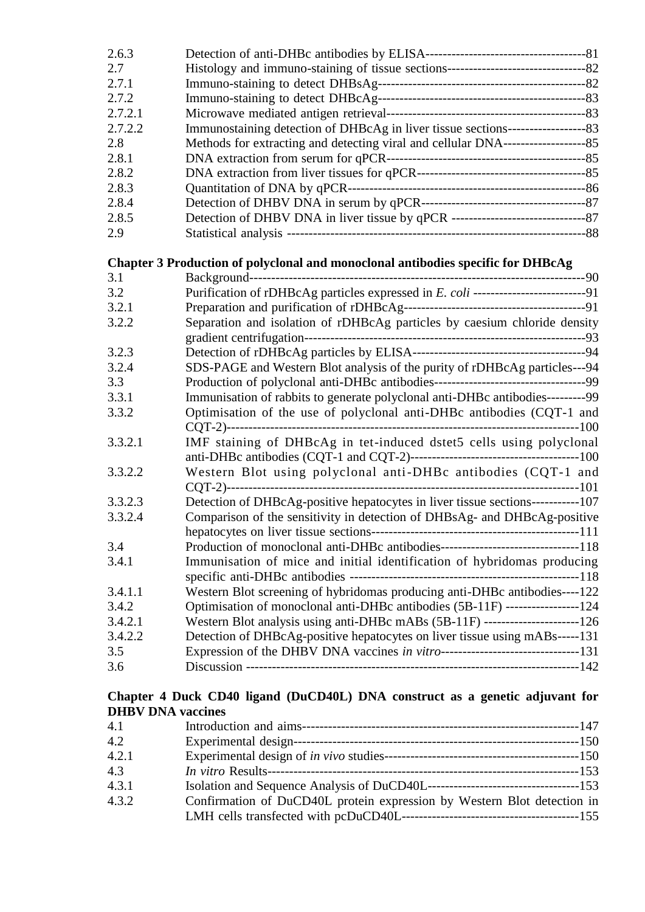| | | |
|---|---|---|
| 2.6.3 | Detection of anti-DHBc antibodies by ELISA | 81 |
| 2.7 | Histology and immuno-staining of tissue sections | 82 |
| 2.7.1 | Immuno-staining to detect DHBsAg | 82 |
| 2.7.2 | Immuno-staining to detect DHBcAg | 83 |
| 2.7.2.1 | Microwave mediated antigen retrieval | 83 |
| 2.7.2.2 | Immunostaining detection of DHBcAg in liver tissue sections | 83 |
| 2.8 | Methods for extracting and detecting viral and cellular DNA | 85 |
| 2.8.1 | DNA extraction from serum for qPCR | 85 |
| 2.8.2 | DNA extraction from liver tissues for qPCR | 85 |
| 2.8.3 | Quantitation of DNA by qPCR | 86 |
| 2.8.4 | Detection of DHBV DNA in serum by qPCR | 87 |
| 2.8.5 | Detection of DHBV DNA in liver tissue by qPCR | 87 |
| 2.9 | Statistical analysis | 88 |

**Chapter 3 Production of polyclonal and monoclonal antibodies specific for DHBcAg**

| | | |
|---|---|---|
| 3.1 | Background | 90 |
| 3.2 | Purification of rDHBcAg particles expressed in *E. coli* | 91 |
| 3.2.1 | Preparation and purification of rDHBcAg | 91 |
| 3.2.2 | Separation and isolation of rDHBcAg particles by caesium chloride density gradient centrifugation | 93 |
| 3.2.3 | Detection of rDHBcAg particles by ELISA | 94 |
| 3.2.4 | SDS-PAGE and Western Blot analysis of the purity of rDHBcAg particles | 94 |
| 3.3 | Production of polyclonal anti-DHBc antibodies | 99 |
| 3.3.1 | Immunisation of rabbits to generate polyclonal anti-DHBc antibodies | 99 |
| 3.3.2 | Optimisation of the use of polyclonal anti-DHBc antibodies (CQT-1 and CQT-2) | 100 |
| 3.3.2.1 | IMF staining of DHBcAg in tet-induced dstet5 cells using polyclonal anti-DHBc antibodies (CQT-1 and CQT-2) | 100 |
| 3.3.2.2 | Western Blot using polyclonal anti-DHBc antibodies (CQT-1 and CQT-2) | 101 |
| 3.3.2.3 | Detection of DHBcAg-positive hepatocytes in liver tissue sections | 107 |
| 3.3.2.4 | Comparison of the sensitivity in detection of DHBsAg- and DHBcAg-positive hepatocytes on liver tissue sections | 111 |
| 3.4 | Production of monoclonal anti-DHBc antibodies | 118 |
| 3.4.1 | Immunisation of mice and initial identification of hybridomas producing specific anti-DHBc antibodies | 118 |
| 3.4.1.1 | Western Blot screening of hybridomas producing anti-DHBc antibodies | 122 |
| 3.4.2 | Optimisation of monoclonal anti-DHBc antibodies (5B-11F) | 124 |
| 3.4.2.1 | Western Blot analysis using anti-DHBc mABs (5B-11F) | 126 |
| 3.4.2.2 | Detection of DHBcAg-positive hepatocytes on liver tissue using mABs | 131 |
| 3.5 | Expression of the DHBV DNA vaccines *in vitro* | 131 |
| 3.6 | Discussion | 142 |

**Chapter 4 Duck CD40 ligand (DuCD40L) DNA construct as a genetic adjuvant for DHBV DNA vaccines**

| | | |
|---|---|---|
| 4.1 | Introduction and aims | 147 |
| 4.2 | Experimental design | 150 |
| 4.2.1 | Experimental design of *in vivo* studies | 150 |
| 4.3 | *In vitro* Results | 153 |
| 4.3.1 | Isolation and Sequence Analysis of DuCD40L | 153 |
| 4.3.2 | Confirmation of DuCD40L protein expression by Western Blot detection in LMH cells transfected with pcDuCD40L | 155 |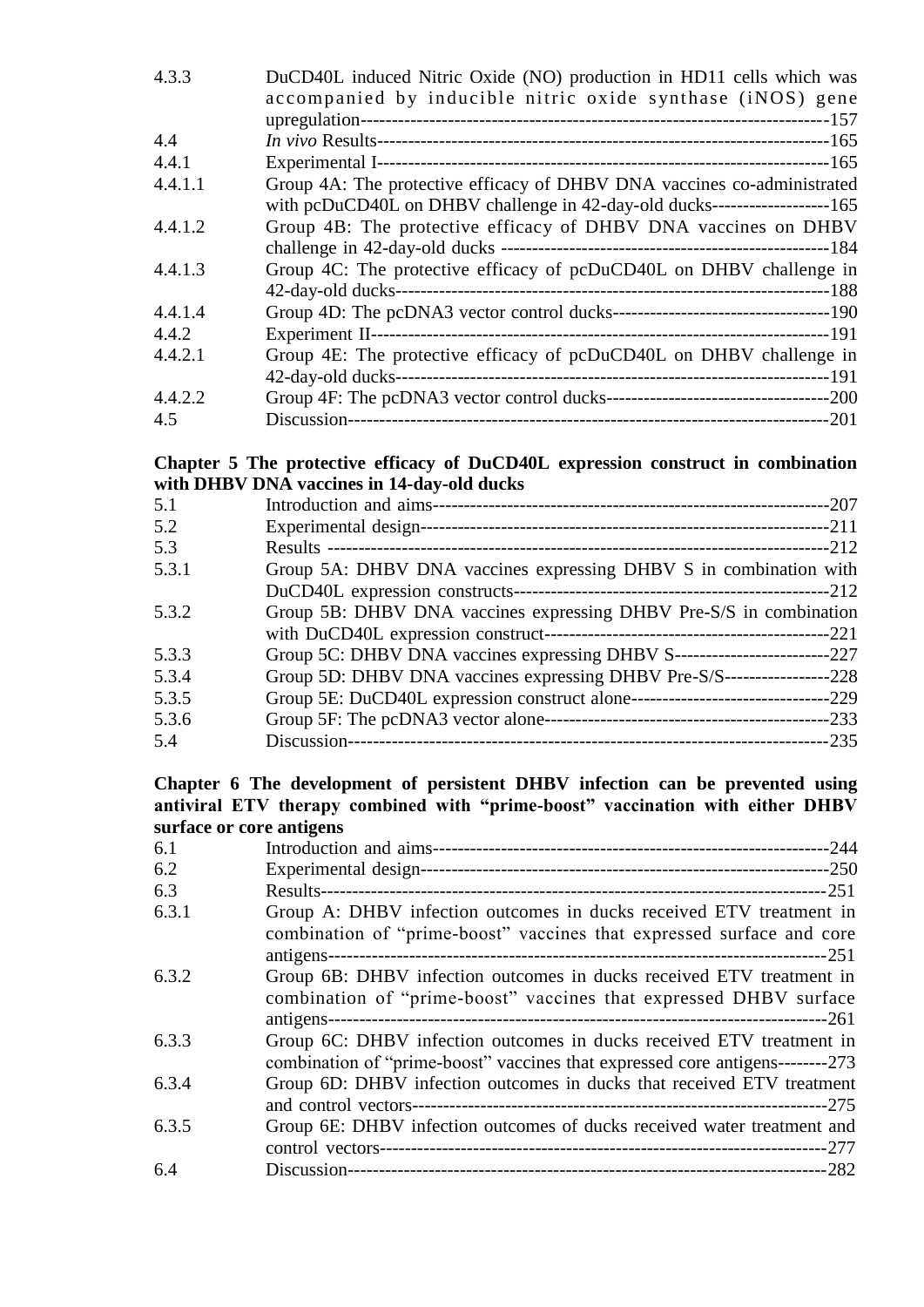| | | |
|---|---|---|
| 4.3.3 | DuCD40L induced Nitric Oxide (NO) production in HD11 cells which was accompanied by inducible nitric oxide synthase (iNOS) gene upregulation | 157 |
| 4.4 | *In vivo* Results | 165 |
| 4.4.1 | Experimental I | 165 |
| 4.4.1.1 | Group 4A: The protective efficacy of DHBV DNA vaccines co-administrated with pcDuCD40L on DHBV challenge in 42-day-old ducks | 165 |
| 4.4.1.2 | Group 4B: The protective efficacy of DHBV DNA vaccines on DHBV challenge in 42-day-old ducks | 184 |
| 4.4.1.3 | Group 4C: The protective efficacy of pcDuCD40L on DHBV challenge in 42-day-old ducks | 188 |
| 4.4.1.4 | Group 4D: The pcDNA3 vector control ducks | 190 |
| 4.4.2 | Experiment II | 191 |
| 4.4.2.1 | Group 4E: The protective efficacy of pcDuCD40L on DHBV challenge in 42-day-old ducks | 191 |
| 4.4.2.2 | Group 4F: The pcDNA3 vector control ducks | 200 |
| 4.5 | Discussion | 201 |

**Chapter 5 The protective efficacy of DuCD40L expression construct in combination with DHBV DNA vaccines in 14-day-old ducks**

| | | |
|---|---|---|
| 5.1 | Introduction and aims | 207 |
| 5.2 | Experimental design | 211 |
| 5.3 | Results | 212 |
| 5.3.1 | Group 5A: DHBV DNA vaccines expressing DHBV S in combination with DuCD40L expression constructs | 212 |
| 5.3.2 | Group 5B: DHBV DNA vaccines expressing DHBV Pre-S/S in combination with DuCD40L expression construct | 221 |
| 5.3.3 | Group 5C: DHBV DNA vaccines expressing DHBV S | 227 |
| 5.3.4 | Group 5D: DHBV DNA vaccines expressing DHBV Pre-S/S | 228 |
| 5.3.5 | Group 5E: DuCD40L expression construct alone | 229 |
| 5.3.6 | Group 5F: The pcDNA3 vector alone | 233 |
| 5.4 | Discussion | 235 |

**Chapter 6 The development of persistent DHBV infection can be prevented using antiviral ETV therapy combined with "prime-boost" vaccination with either DHBV surface or core antigens**

| | | |
|---|---|---|
| 6.1 | Introduction and aims | 244 |
| 6.2 | Experimental design | 250 |
| 6.3 | Results | 251 |
| 6.3.1 | Group A: DHBV infection outcomes in ducks received ETV treatment in combination of "prime-boost" vaccines that expressed surface and core antigens | 251 |
| 6.3.2 | Group 6B: DHBV infection outcomes in ducks received ETV treatment in combination of "prime-boost" vaccines that expressed DHBV surface antigens | 261 |
| 6.3.3 | Group 6C: DHBV infection outcomes in ducks received ETV treatment in combination of "prime-boost" vaccines that expressed core antigens | 273 |
| 6.3.4 | Group 6D: DHBV infection outcomes in ducks that received ETV treatment and control vectors | 275 |
| 6.3.5 | Group 6E: DHBV infection outcomes of ducks received water treatment and control vectors | 277 |
| 6.4 | Discussion | 282 |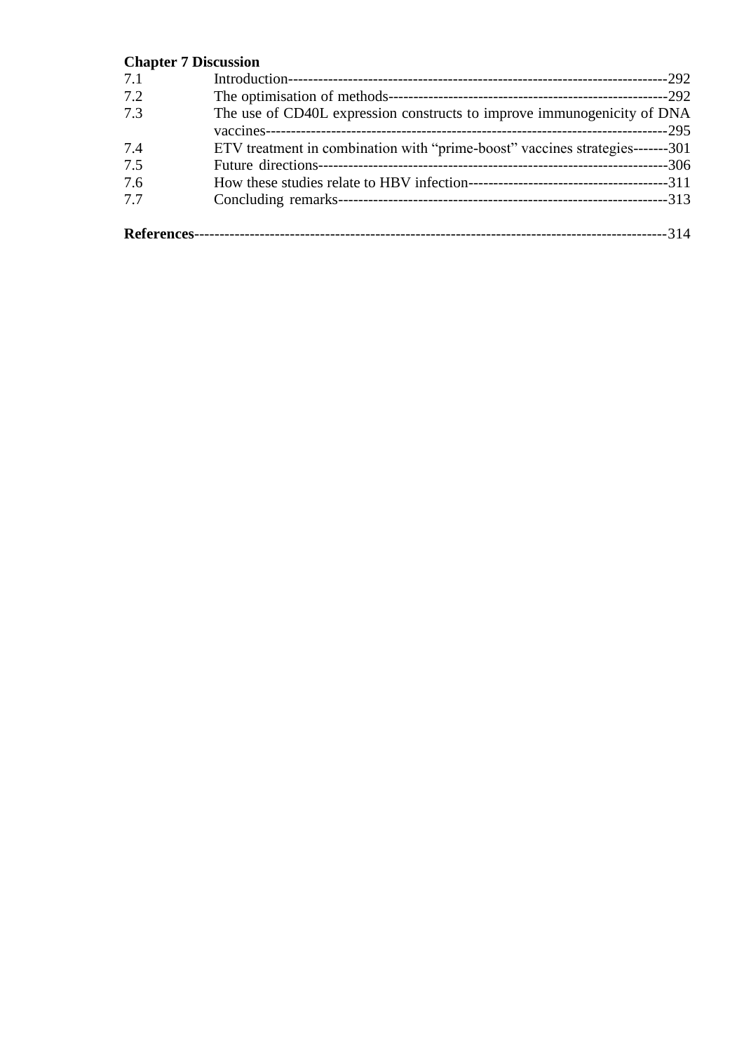**Chapter 7 Discussion**

| | | |
|---|---|---|
| 7.1 | Introduction | 292 |
| 7.2 | The optimisation of methods | 292 |
| 7.3 | The use of CD40L expression constructs to improve immunogenicity of DNA vaccines | 295 |
| 7.4 | ETV treatment in combination with “prime-boost” vaccines strategies | 301 |
| 7.5 | Future directions | 306 |
| 7.6 | How these studies relate to HBV infection | 311 |
| 7.7 | Concluding remarks | 313 |

**References**------------------------------------------------------------------------------------------314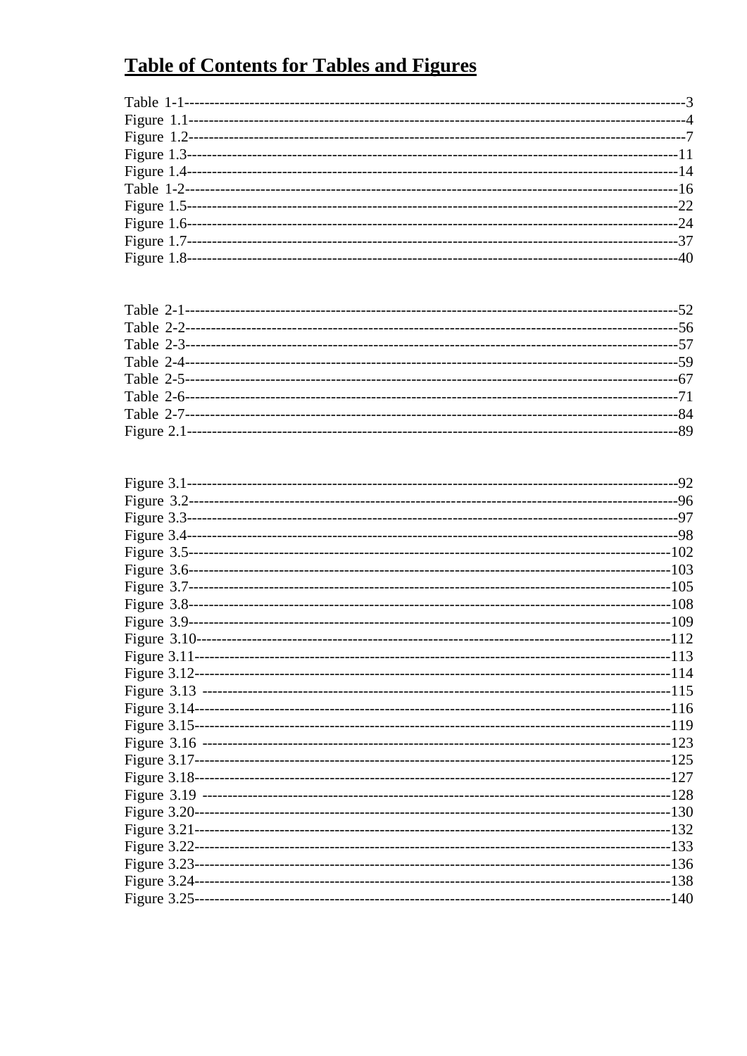# Table of Contents for Tables and Figures

Table 1-1-----------------------------------------------------------------------------------------------3
Figure 1.1----------------------------------------------------------------------------------------------4
Figure 1.2----------------------------------------------------------------------------------------------7
Figure 1.3---------------------------------------------------------------------------------------------11
Figure 1.4---------------------------------------------------------------------------------------------14
Table 1-2----------------------------------------------------------------------------------------------16
Figure 1.5---------------------------------------------------------------------------------------------22
Figure 1.6---------------------------------------------------------------------------------------------24
Figure 1.7---------------------------------------------------------------------------------------------37
Figure 1.8---------------------------------------------------------------------------------------------40

Table 2-1----------------------------------------------------------------------------------------------52
Table 2-2----------------------------------------------------------------------------------------------56
Table 2-3----------------------------------------------------------------------------------------------57
Table 2-4----------------------------------------------------------------------------------------------59
Table 2-5----------------------------------------------------------------------------------------------67
Table 2-6----------------------------------------------------------------------------------------------71
Table 2-7----------------------------------------------------------------------------------------------84
Figure 2.1---------------------------------------------------------------------------------------------89

Figure 3.1---------------------------------------------------------------------------------------------92
Figure 3.2---------------------------------------------------------------------------------------------96
Figure 3.3---------------------------------------------------------------------------------------------97
Figure 3.4---------------------------------------------------------------------------------------------98
Figure 3.5--------------------------------------------------------------------------------------------102
Figure 3.6--------------------------------------------------------------------------------------------103
Figure 3.7--------------------------------------------------------------------------------------------105
Figure 3.8--------------------------------------------------------------------------------------------108
Figure 3.9--------------------------------------------------------------------------------------------109
Figure 3.10-------------------------------------------------------------------------------------------112
Figure 3.11-------------------------------------------------------------------------------------------113
Figure 3.12-------------------------------------------------------------------------------------------114
Figure 3.13 ------------------------------------------------------------------------------------------115
Figure 3.14-------------------------------------------------------------------------------------------116
Figure 3.15-------------------------------------------------------------------------------------------119
Figure 3.16 ------------------------------------------------------------------------------------------123
Figure 3.17-------------------------------------------------------------------------------------------125
Figure 3.18-------------------------------------------------------------------------------------------127
Figure 3.19 ------------------------------------------------------------------------------------------128
Figure 3.20-------------------------------------------------------------------------------------------130
Figure 3.21-------------------------------------------------------------------------------------------132
Figure 3.22-------------------------------------------------------------------------------------------133
Figure 3.23-------------------------------------------------------------------------------------------136
Figure 3.24-------------------------------------------------------------------------------------------138
Figure 3.25-------------------------------------------------------------------------------------------140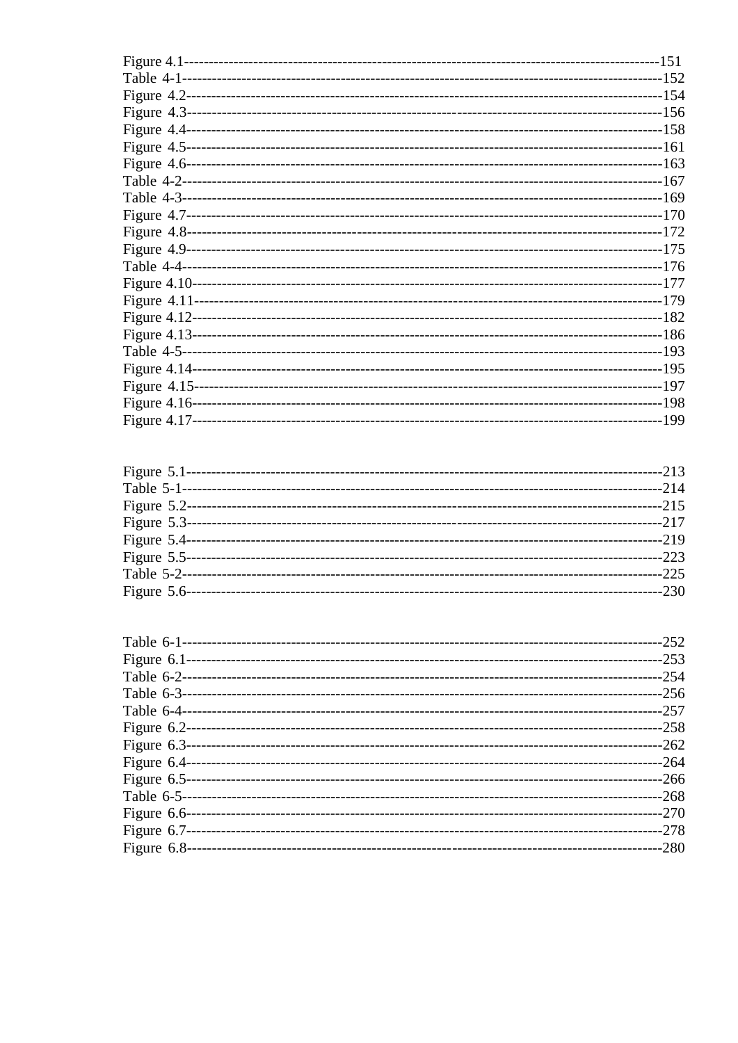Figure 4.1------------------------------------------------------------------------------------------151
Table 4-1-------------------------------------------------------------------------------------------152
Figure 4.2------------------------------------------------------------------------------------------154
Figure 4.3------------------------------------------------------------------------------------------156
Figure 4.4------------------------------------------------------------------------------------------158
Figure 4.5------------------------------------------------------------------------------------------161
Figure 4.6------------------------------------------------------------------------------------------163
Table 4-2-------------------------------------------------------------------------------------------167
Table 4-3-------------------------------------------------------------------------------------------169
Figure 4.7------------------------------------------------------------------------------------------170
Figure 4.8------------------------------------------------------------------------------------------172
Figure 4.9------------------------------------------------------------------------------------------175
Table 4-4-------------------------------------------------------------------------------------------176
Figure 4.10-----------------------------------------------------------------------------------------177
Figure 4.11-----------------------------------------------------------------------------------------179
Figure 4.12-----------------------------------------------------------------------------------------182
Figure 4.13-----------------------------------------------------------------------------------------186
Table 4-5-------------------------------------------------------------------------------------------193
Figure 4.14-----------------------------------------------------------------------------------------195
Figure 4.15-----------------------------------------------------------------------------------------197
Figure 4.16-----------------------------------------------------------------------------------------198
Figure 4.17-----------------------------------------------------------------------------------------199

Figure 5.1------------------------------------------------------------------------------------------213
Table 5-1-------------------------------------------------------------------------------------------214
Figure 5.2------------------------------------------------------------------------------------------215
Figure 5.3------------------------------------------------------------------------------------------217
Figure 5.4------------------------------------------------------------------------------------------219
Figure 5.5------------------------------------------------------------------------------------------223
Table 5-2-------------------------------------------------------------------------------------------225
Figure 5.6------------------------------------------------------------------------------------------230

Table 6-1-------------------------------------------------------------------------------------------252
Figure 6.1------------------------------------------------------------------------------------------253
Table 6-2-------------------------------------------------------------------------------------------254
Table 6-3-------------------------------------------------------------------------------------------256
Table 6-4-------------------------------------------------------------------------------------------257
Figure 6.2------------------------------------------------------------------------------------------258
Figure 6.3------------------------------------------------------------------------------------------262
Figure 6.4------------------------------------------------------------------------------------------264
Figure 6.5------------------------------------------------------------------------------------------266
Table 6-5-------------------------------------------------------------------------------------------268
Figure 6.6------------------------------------------------------------------------------------------270
Figure 6.7------------------------------------------------------------------------------------------278
Figure 6.8------------------------------------------------------------------------------------------280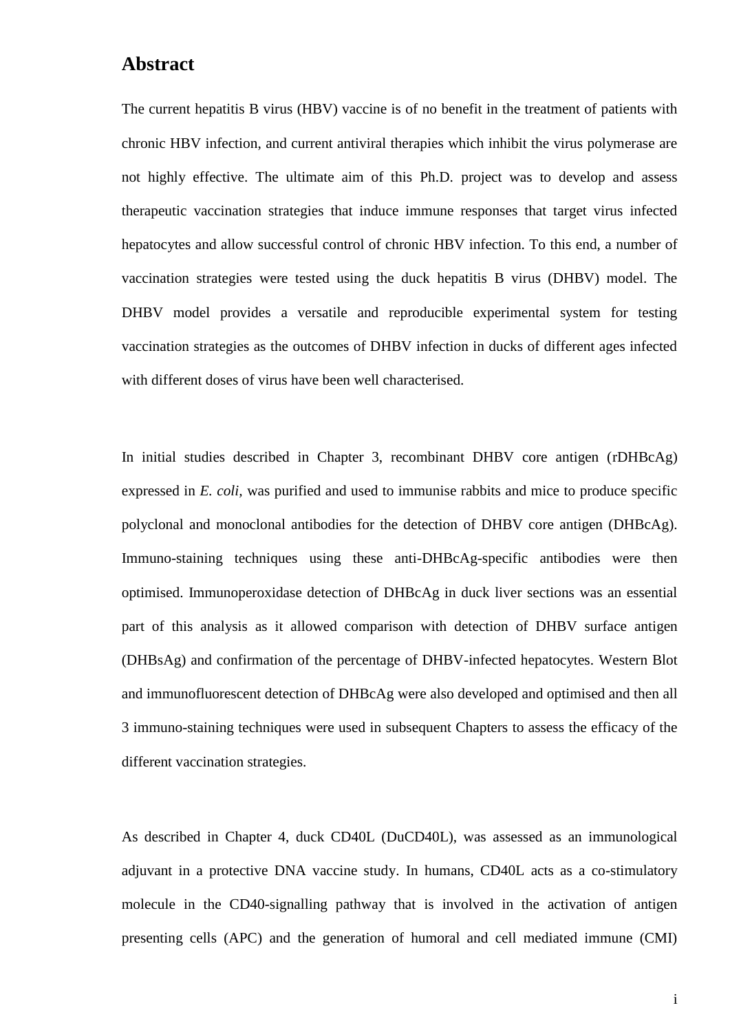## Abstract

The current hepatitis B virus (HBV) vaccine is of no benefit in the treatment of patients with chronic HBV infection, and current antiviral therapies which inhibit the virus polymerase are not highly effective. The ultimate aim of this Ph.D. project was to develop and assess therapeutic vaccination strategies that induce immune responses that target virus infected hepatocytes and allow successful control of chronic HBV infection. To this end, a number of vaccination strategies were tested using the duck hepatitis B virus (DHBV) model. The DHBV model provides a versatile and reproducible experimental system for testing vaccination strategies as the outcomes of DHBV infection in ducks of different ages infected with different doses of virus have been well characterised.

In initial studies described in Chapter 3, recombinant DHBV core antigen (rDHBcAg) expressed in *E. coli,* was purified and used to immunise rabbits and mice to produce specific polyclonal and monoclonal antibodies for the detection of DHBV core antigen (DHBcAg). Immuno-staining techniques using these anti-DHBcAg-specific antibodies were then optimised. Immunoperoxidase detection of DHBcAg in duck liver sections was an essential part of this analysis as it allowed comparison with detection of DHBV surface antigen (DHBsAg) and confirmation of the percentage of DHBV-infected hepatocytes. Western Blot and immunofluorescent detection of DHBcAg were also developed and optimised and then all 3 immuno-staining techniques were used in subsequent Chapters to assess the efficacy of the different vaccination strategies.

As described in Chapter 4, duck CD40L (DuCD40L), was assessed as an immunological adjuvant in a protective DNA vaccine study. In humans, CD40L acts as a co-stimulatory molecule in the CD40-signalling pathway that is involved in the activation of antigen presenting cells (APC) and the generation of humoral and cell mediated immune (CMI)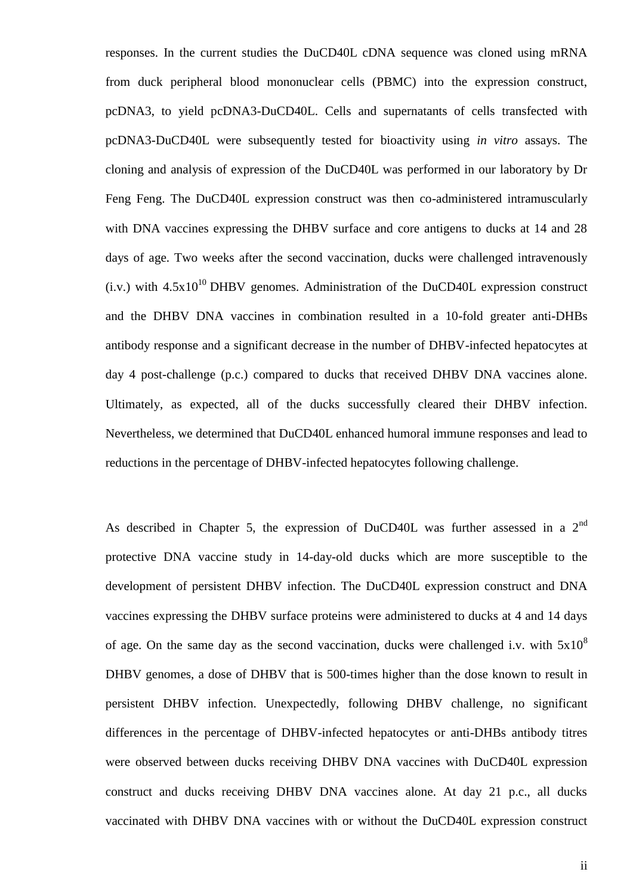responses. In the current studies the DuCD40L cDNA sequence was cloned using mRNA from duck peripheral blood mononuclear cells (PBMC) into the expression construct, pcDNA3, to yield pcDNA3-DuCD40L. Cells and supernatants of cells transfected with pcDNA3-DuCD40L were subsequently tested for bioactivity using *in vitro* assays. The cloning and analysis of expression of the DuCD40L was performed in our laboratory by Dr Feng Feng. The DuCD40L expression construct was then co-administered intramuscularly with DNA vaccines expressing the DHBV surface and core antigens to ducks at 14 and 28 days of age. Two weeks after the second vaccination, ducks were challenged intravenously (i.v.) with $4.5 \times 10^{10}$ DHBV genomes. Administration of the DuCD40L expression construct and the DHBV DNA vaccines in combination resulted in a 10-fold greater anti-DHBs antibody response and a significant decrease in the number of DHBV-infected hepatocytes at day 4 post-challenge (p.c.) compared to ducks that received DHBV DNA vaccines alone. Ultimately, as expected, all of the ducks successfully cleared their DHBV infection. Nevertheless, we determined that DuCD40L enhanced humoral immune responses and lead to reductions in the percentage of DHBV-infected hepatocytes following challenge.

As described in Chapter 5, the expression of DuCD40L was further assessed in a 2$^{nd}$ protective DNA vaccine study in 14-day-old ducks which are more susceptible to the development of persistent DHBV infection. The DuCD40L expression construct and DNA vaccines expressing the DHBV surface proteins were administered to ducks at 4 and 14 days of age. On the same day as the second vaccination, ducks were challenged i.v. with $5 \times 10^{8}$ DHBV genomes, a dose of DHBV that is 500-times higher than the dose known to result in persistent DHBV infection. Unexpectedly, following DHBV challenge, no significant differences in the percentage of DHBV-infected hepatocytes or anti-DHBs antibody titres were observed between ducks receiving DHBV DNA vaccines with DuCD40L expression construct and ducks receiving DHBV DNA vaccines alone. At day 21 p.c., all ducks vaccinated with DHBV DNA vaccines with or without the DuCD40L expression construct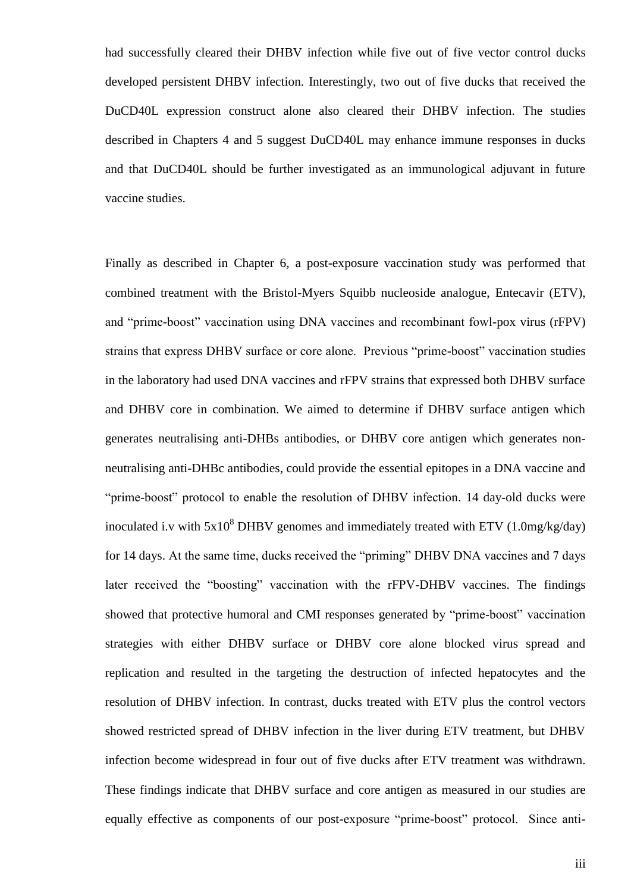had successfully cleared their DHBV infection while five out of five vector control ducks developed persistent DHBV infection. Interestingly, two out of five ducks that received the DuCD40L expression construct alone also cleared their DHBV infection. The studies described in Chapters 4 and 5 suggest DuCD40L may enhance immune responses in ducks and that DuCD40L should be further investigated as an immunological adjuvant in future vaccine studies.

Finally as described in Chapter 6, a post-exposure vaccination study was performed that combined treatment with the Bristol-Myers Squibb nucleoside analogue, Entecavir (ETV), and "prime-boost" vaccination using DNA vaccines and recombinant fowl-pox virus (rFPV) strains that express DHBV surface or core alone. Previous "prime-boost" vaccination studies in the laboratory had used DNA vaccines and rFPV strains that expressed both DHBV surface and DHBV core in combination. We aimed to determine if DHBV surface antigen which generates neutralising anti-DHBs antibodies, or DHBV core antigen which generates non-neutralising anti-DHBc antibodies, could provide the essential epitopes in a DNA vaccine and "prime-boost" protocol to enable the resolution of DHBV infection. 14 day-old ducks were inoculated i.v with $5x10^8$ DHBV genomes and immediately treated with ETV (1.0mg/kg/day) for 14 days. At the same time, ducks received the "priming" DHBV DNA vaccines and 7 days later received the "boosting" vaccination with the rFPV-DHBV vaccines. The findings showed that protective humoral and CMI responses generated by "prime-boost" vaccination strategies with either DHBV surface or DHBV core alone blocked virus spread and replication and resulted in the targeting the destruction of infected hepatocytes and the resolution of DHBV infection. In contrast, ducks treated with ETV plus the control vectors showed restricted spread of DHBV infection in the liver during ETV treatment, but DHBV infection become widespread in four out of five ducks after ETV treatment was withdrawn. These findings indicate that DHBV surface and core antigen as measured in our studies are equally effective as components of our post-exposure "prime-boost" protocol. Since anti-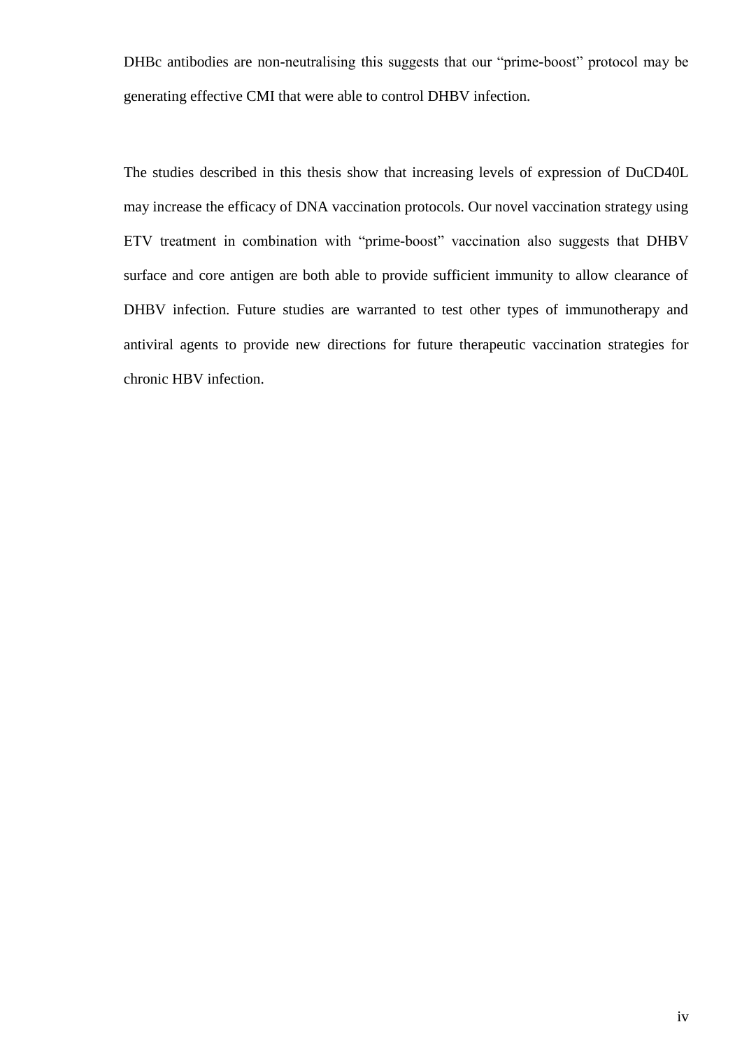DHBc antibodies are non-neutralising this suggests that our "prime-boost" protocol may be generating effective CMI that were able to control DHBV infection.

The studies described in this thesis show that increasing levels of expression of DuCD40L may increase the efficacy of DNA vaccination protocols. Our novel vaccination strategy using ETV treatment in combination with "prime-boost" vaccination also suggests that DHBV surface and core antigen are both able to provide sufficient immunity to allow clearance of DHBV infection. Future studies are warranted to test other types of immunotherapy and antiviral agents to provide new directions for future therapeutic vaccination strategies for chronic HBV infection.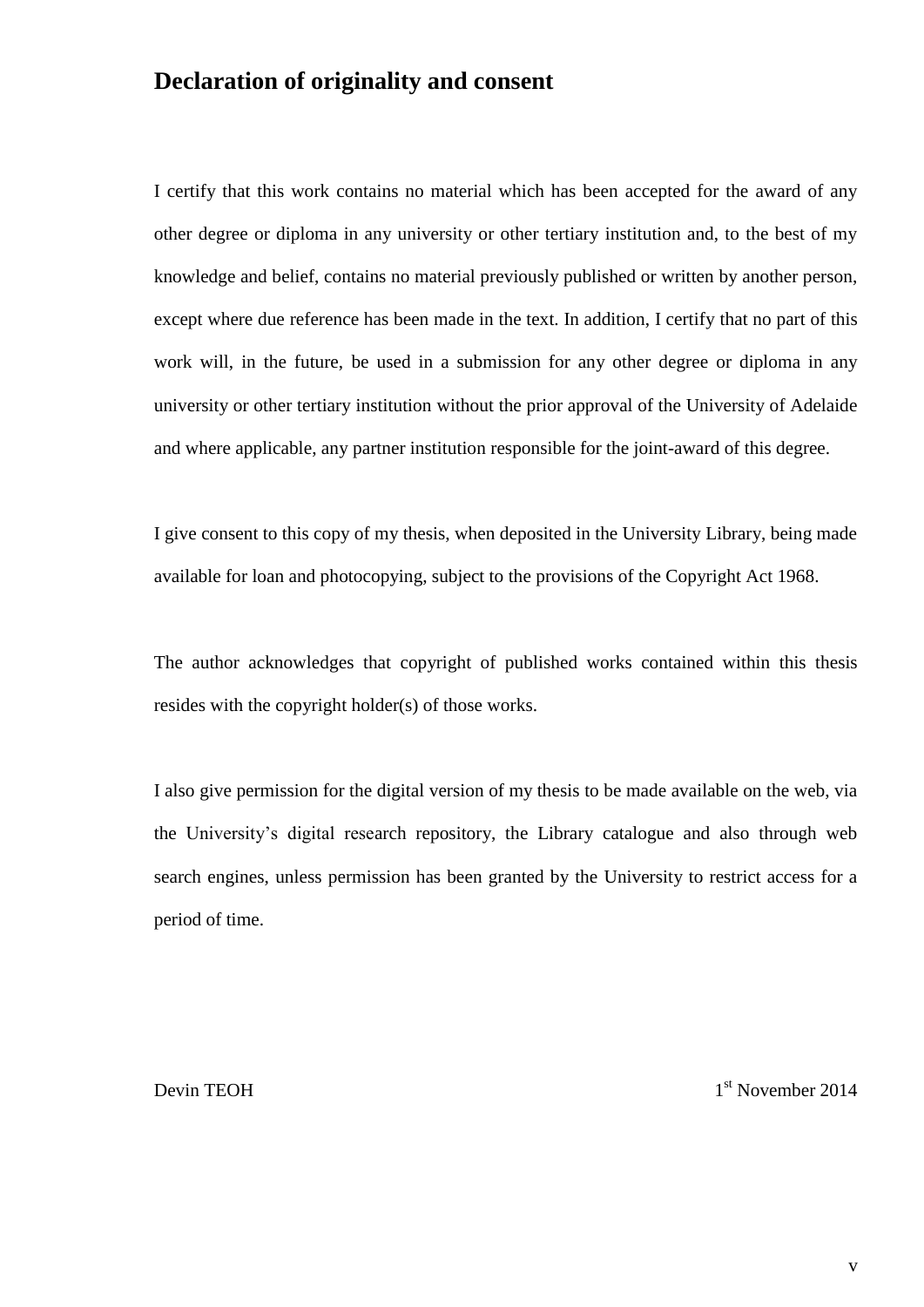## Declaration of originality and consent

I certify that this work contains no material which has been accepted for the award of any other degree or diploma in any university or other tertiary institution and, to the best of my knowledge and belief, contains no material previously published or written by another person, except where due reference has been made in the text. In addition, I certify that no part of this work will, in the future, be used in a submission for any other degree or diploma in any university or other tertiary institution without the prior approval of the University of Adelaide and where applicable, any partner institution responsible for the joint-award of this degree.

I give consent to this copy of my thesis, when deposited in the University Library, being made available for loan and photocopying, subject to the provisions of the Copyright Act 1968.

The author acknowledges that copyright of published works contained within this thesis resides with the copyright holder(s) of those works.

I also give permission for the digital version of my thesis to be made available on the web, via the University's digital research repository, the Library catalogue and also through web search engines, unless permission has been granted by the University to restrict access for a period of time.

Devin TEOH 1st November 2014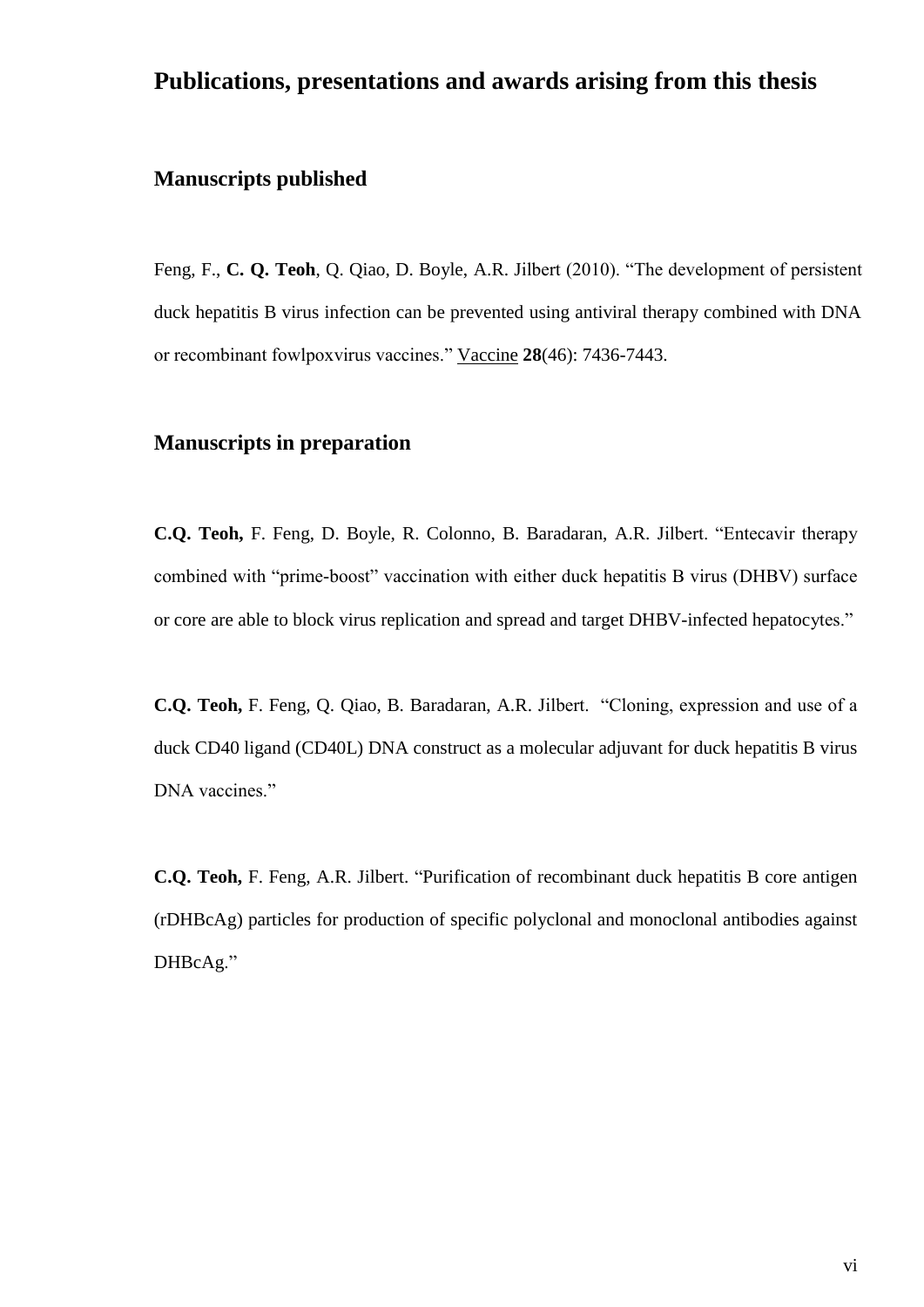# Publications, presentations and awards arising from this thesis

## Manuscripts published

Feng, F., **C. Q. Teoh**, Q. Qiao, D. Boyle, A.R. Jilbert (2010). "The development of persistent duck hepatitis B virus infection can be prevented using antiviral therapy combined with DNA or recombinant fowlpoxvirus vaccines." Vaccine **28**(46): 7436-7443.

## Manuscripts in preparation

**C.Q. Teoh,** F. Feng, D. Boyle, R. Colonno, B. Baradaran, A.R. Jilbert. "Entecavir therapy combined with "prime-boost" vaccination with either duck hepatitis B virus (DHBV) surface or core are able to block virus replication and spread and target DHBV-infected hepatocytes."

**C.Q. Teoh,** F. Feng, Q. Qiao, B. Baradaran, A.R. Jilbert. "Cloning, expression and use of a duck CD40 ligand (CD40L) DNA construct as a molecular adjuvant for duck hepatitis B virus DNA vaccines."

**C.Q. Teoh,** F. Feng, A.R. Jilbert. "Purification of recombinant duck hepatitis B core antigen (rDHBcAg) particles for production of specific polyclonal and monoclonal antibodies against DHBcAg."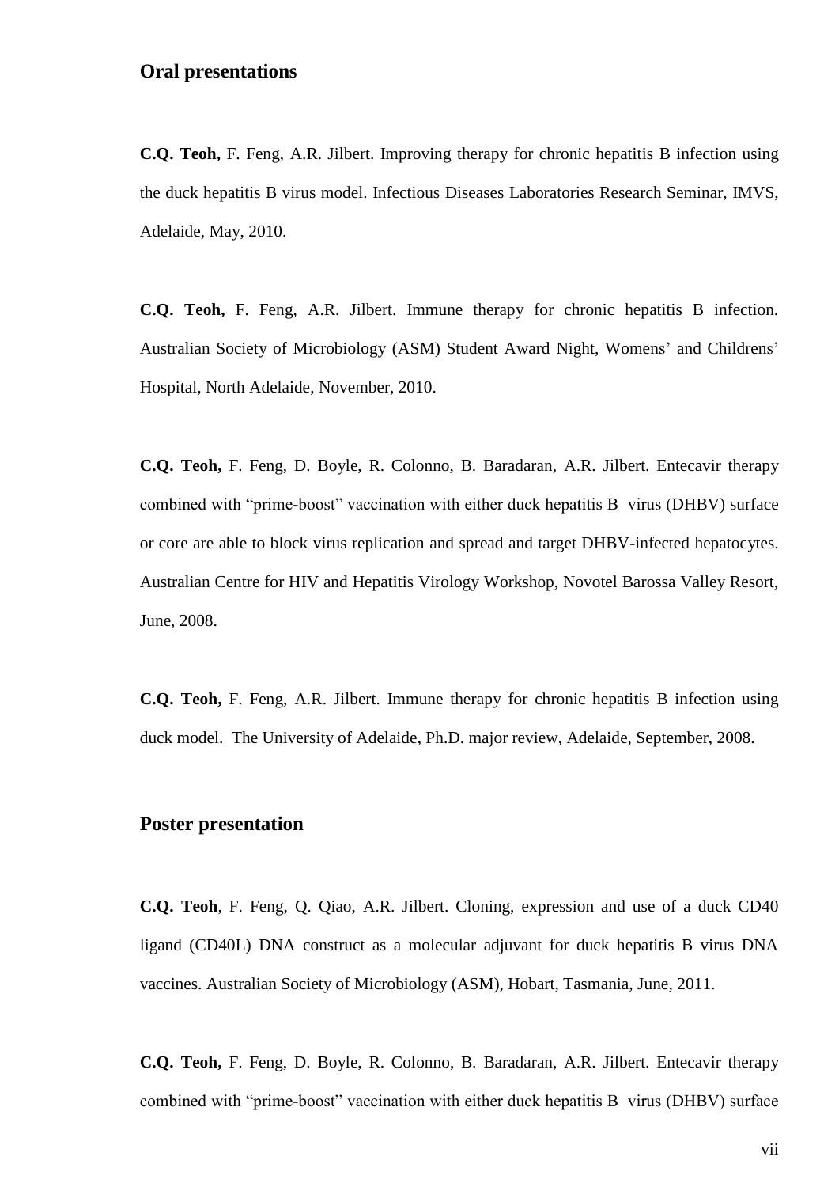## Oral presentations

**C.Q. Teoh,** F. Feng, A.R. Jilbert. Improving therapy for chronic hepatitis B infection using the duck hepatitis B virus model. Infectious Diseases Laboratories Research Seminar, IMVS, Adelaide, May, 2010.

**C.Q. Teoh,** F. Feng, A.R. Jilbert. Immune therapy for chronic hepatitis B infection. Australian Society of Microbiology (ASM) Student Award Night, Womens' and Childrens' Hospital, North Adelaide, November, 2010.

**C.Q. Teoh,** F. Feng, D. Boyle, R. Colonno, B. Baradaran, A.R. Jilbert. Entecavir therapy combined with "prime-boost" vaccination with either duck hepatitis B virus (DHBV) surface or core are able to block virus replication and spread and target DHBV-infected hepatocytes. Australian Centre for HIV and Hepatitis Virology Workshop, Novotel Barossa Valley Resort, June, 2008.

**C.Q. Teoh,** F. Feng, A.R. Jilbert. Immune therapy for chronic hepatitis B infection using duck model. The University of Adelaide, Ph.D. major review, Adelaide, September, 2008.

## Poster presentation

**C.Q. Teoh**, F. Feng, Q. Qiao, A.R. Jilbert. Cloning, expression and use of a duck CD40 ligand (CD40L) DNA construct as a molecular adjuvant for duck hepatitis B virus DNA vaccines. Australian Society of Microbiology (ASM), Hobart, Tasmania, June, 2011.

**C.Q. Teoh,** F. Feng, D. Boyle, R. Colonno, B. Baradaran, A.R. Jilbert. Entecavir therapy combined with "prime-boost" vaccination with either duck hepatitis B virus (DHBV) surface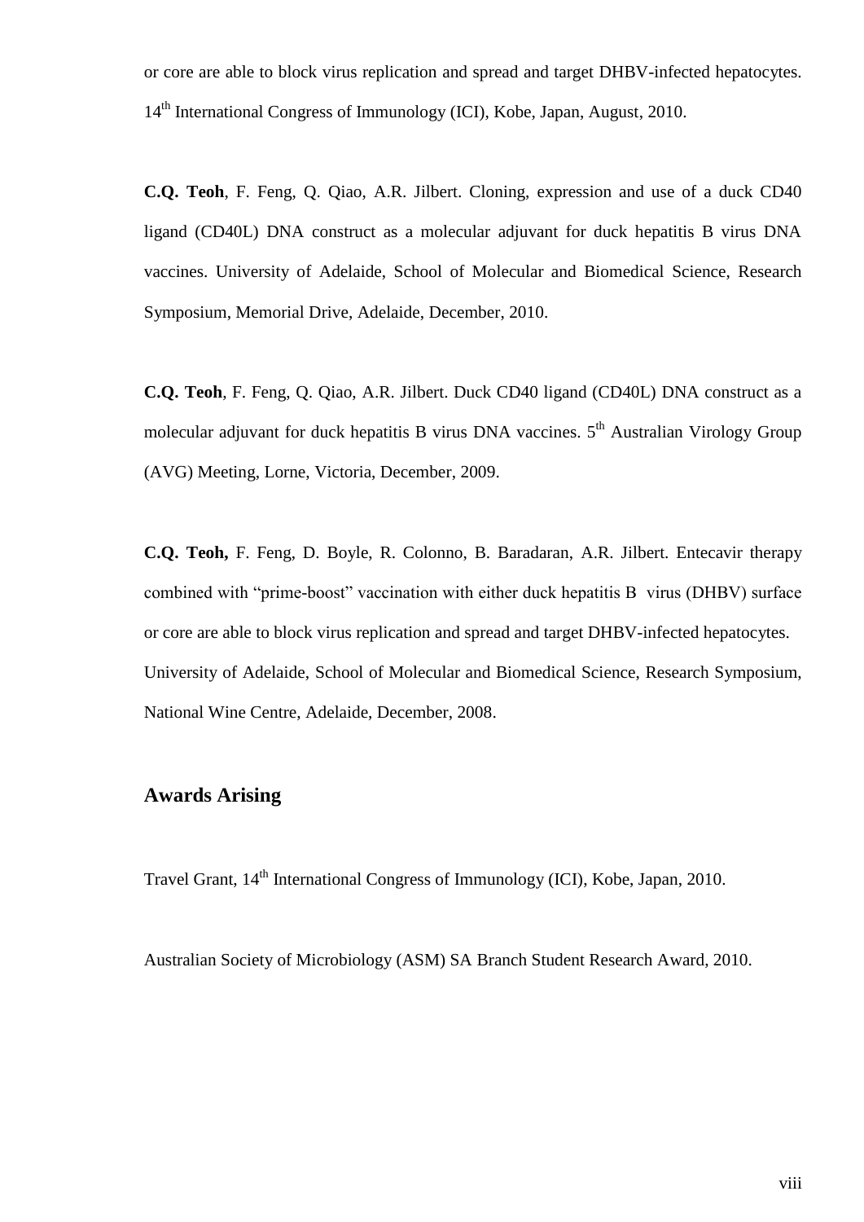or core are able to block virus replication and spread and target DHBV-infected hepatocytes. 14th International Congress of Immunology (ICI), Kobe, Japan, August, 2010.

**C.Q. Teoh**, F. Feng, Q. Qiao, A.R. Jilbert. Cloning, expression and use of a duck CD40 ligand (CD40L) DNA construct as a molecular adjuvant for duck hepatitis B virus DNA vaccines. University of Adelaide, School of Molecular and Biomedical Science, Research Symposium, Memorial Drive, Adelaide, December, 2010.

**C.Q. Teoh**, F. Feng, Q. Qiao, A.R. Jilbert. Duck CD40 ligand (CD40L) DNA construct as a molecular adjuvant for duck hepatitis B virus DNA vaccines. 5th Australian Virology Group (AVG) Meeting, Lorne, Victoria, December, 2009.

**C.Q. Teoh,** F. Feng, D. Boyle, R. Colonno, B. Baradaran, A.R. Jilbert. Entecavir therapy combined with "prime-boost" vaccination with either duck hepatitis B virus (DHBV) surface or core are able to block virus replication and spread and target DHBV-infected hepatocytes. University of Adelaide, School of Molecular and Biomedical Science, Research Symposium, National Wine Centre, Adelaide, December, 2008.

## Awards Arising

Travel Grant, 14th International Congress of Immunology (ICI), Kobe, Japan, 2010.

Australian Society of Microbiology (ASM) SA Branch Student Research Award, 2010.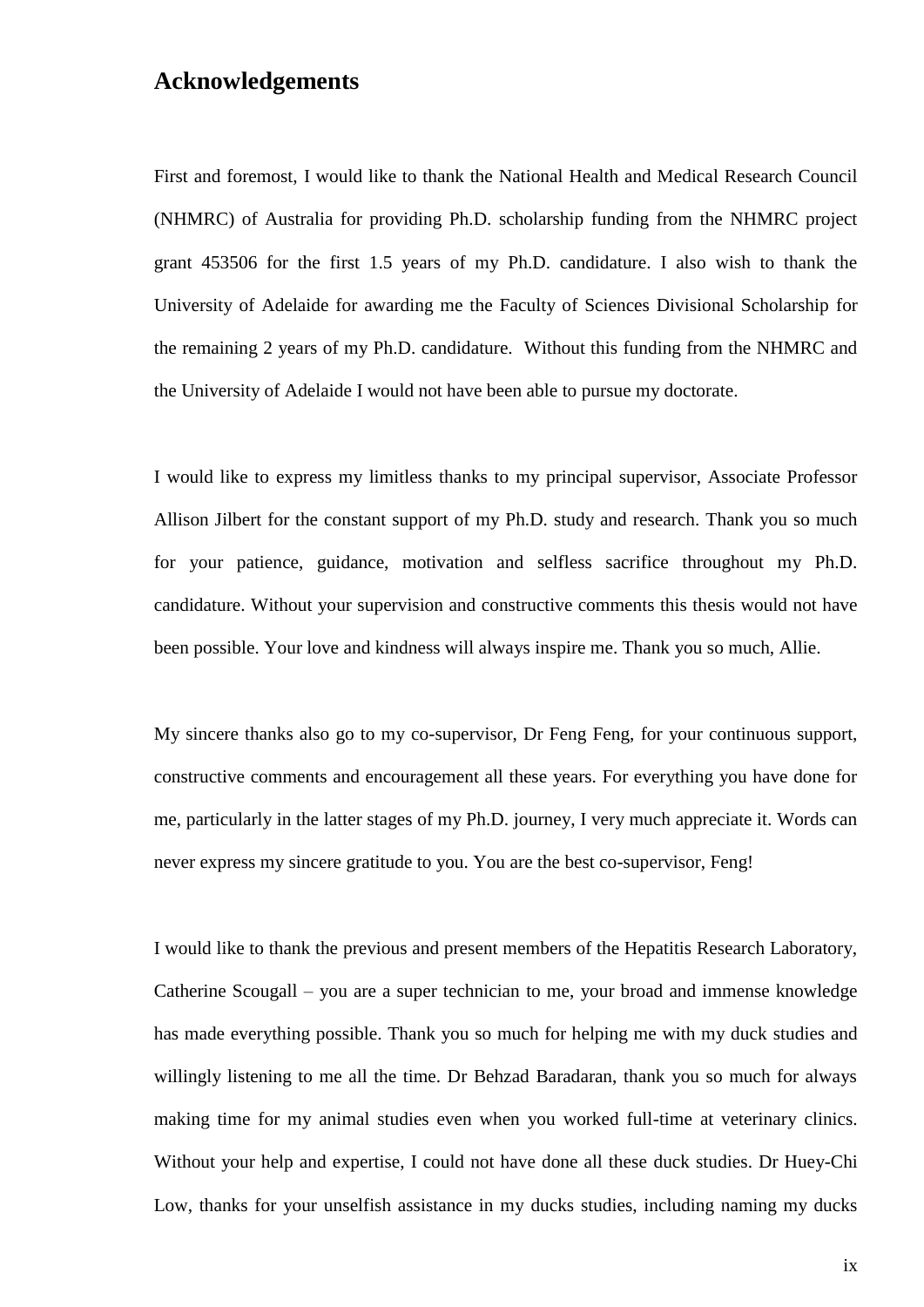## Acknowledgements

First and foremost, I would like to thank the National Health and Medical Research Council (NHMRC) of Australia for providing Ph.D. scholarship funding from the NHMRC project grant 453506 for the first 1.5 years of my Ph.D. candidature. I also wish to thank the University of Adelaide for awarding me the Faculty of Sciences Divisional Scholarship for the remaining 2 years of my Ph.D. candidature. Without this funding from the NHMRC and the University of Adelaide I would not have been able to pursue my doctorate.

I would like to express my limitless thanks to my principal supervisor, Associate Professor Allison Jilbert for the constant support of my Ph.D. study and research. Thank you so much for your patience, guidance, motivation and selfless sacrifice throughout my Ph.D. candidature. Without your supervision and constructive comments this thesis would not have been possible. Your love and kindness will always inspire me. Thank you so much, Allie.

My sincere thanks also go to my co-supervisor, Dr Feng Feng, for your continuous support, constructive comments and encouragement all these years. For everything you have done for me, particularly in the latter stages of my Ph.D. journey, I very much appreciate it. Words can never express my sincere gratitude to you. You are the best co-supervisor, Feng!

I would like to thank the previous and present members of the Hepatitis Research Laboratory, Catherine Scougall – you are a super technician to me, your broad and immense knowledge has made everything possible. Thank you so much for helping me with my duck studies and willingly listening to me all the time. Dr Behzad Baradaran, thank you so much for always making time for my animal studies even when you worked full-time at veterinary clinics. Without your help and expertise, I could not have done all these duck studies. Dr Huey-Chi Low, thanks for your unselfish assistance in my ducks studies, including naming my ducks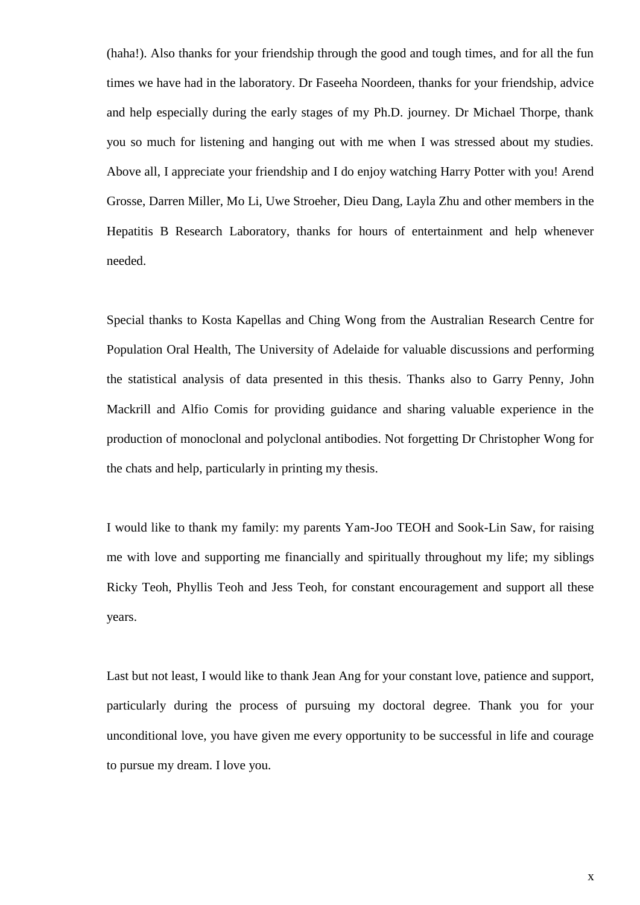(haha!). Also thanks for your friendship through the good and tough times, and for all the fun times we have had in the laboratory. Dr Faseeha Noordeen, thanks for your friendship, advice and help especially during the early stages of my Ph.D. journey. Dr Michael Thorpe, thank you so much for listening and hanging out with me when I was stressed about my studies. Above all, I appreciate your friendship and I do enjoy watching Harry Potter with you! Arend Grosse, Darren Miller, Mo Li, Uwe Stroeher, Dieu Dang, Layla Zhu and other members in the Hepatitis B Research Laboratory, thanks for hours of entertainment and help whenever needed.

Special thanks to Kosta Kapellas and Ching Wong from the Australian Research Centre for Population Oral Health, The University of Adelaide for valuable discussions and performing the statistical analysis of data presented in this thesis. Thanks also to Garry Penny, John Mackrill and Alfio Comis for providing guidance and sharing valuable experience in the production of monoclonal and polyclonal antibodies. Not forgetting Dr Christopher Wong for the chats and help, particularly in printing my thesis.

I would like to thank my family: my parents Yam-Joo TEOH and Sook-Lin Saw, for raising me with love and supporting me financially and spiritually throughout my life; my siblings Ricky Teoh, Phyllis Teoh and Jess Teoh, for constant encouragement and support all these years.

Last but not least, I would like to thank Jean Ang for your constant love, patience and support, particularly during the process of pursuing my doctoral degree. Thank you for your unconditional love, you have given me every opportunity to be successful in life and courage to pursue my dream. I love you.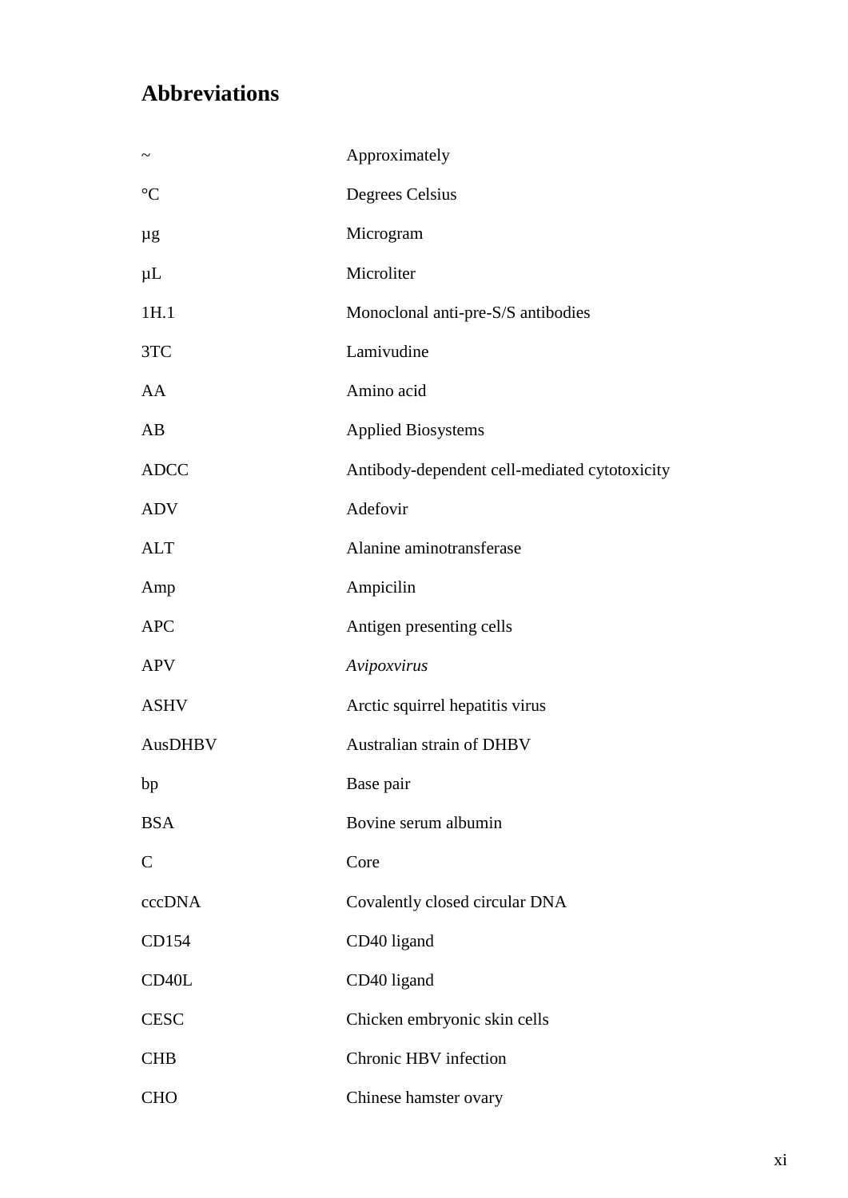# Abbreviations

| | |
|---|---|
| ~ | Approximately |
| °C | Degrees Celsius |
| µg | Microgram |
| µL | Microliter |
| 1H.1 | Monoclonal anti-pre-S/S antibodies |
| 3TC | Lamivudine |
| AA | Amino acid |
| AB | Applied Biosystems |
| ADCC | Antibody-dependent cell-mediated cytotoxicity |
| ADV | Adefovir |
| ALT | Alanine aminotransferase |
| Amp | Ampicilin |
| APC | Antigen presenting cells |
| APV | *Avipoxvirus* |
| ASHV | Arctic squirrel hepatitis virus |
| AusDHBV | Australian strain of DHBV |
| bp | Base pair |
| BSA | Bovine serum albumin |
| C | Core |
| cccDNA | Covalently closed circular DNA |
| CD154 | CD40 ligand |
| CD40L | CD40 ligand |
| CESC | Chicken embryonic skin cells |
| CHB | Chronic HBV infection |
| CHO | Chinese hamster ovary |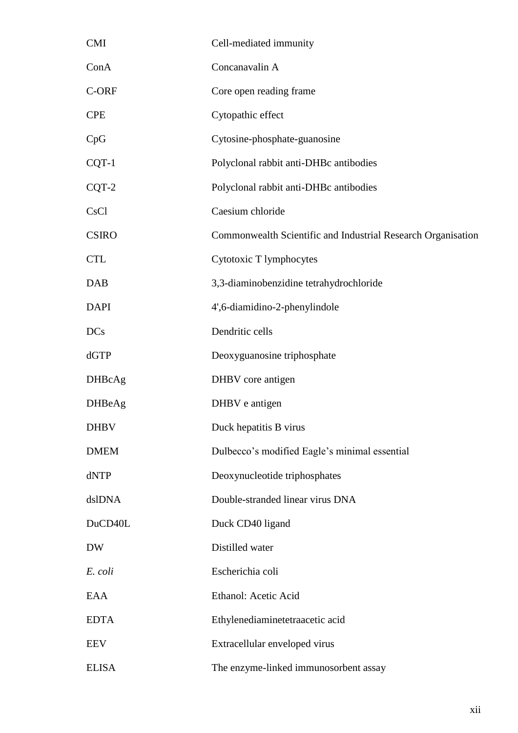| | |
|---|---|
| CMI | Cell-mediated immunity |
| ConA | Concanavalin A |
| C-ORF | Core open reading frame |
| CPE | Cytopathic effect |
| CpG | Cytosine-phosphate-guanosine |
| CQT-1 | Polyclonal rabbit anti-DHBc antibodies |
| CQT-2 | Polyclonal rabbit anti-DHBc antibodies |
| CsCl | Caesium chloride |
| CSIRO | Commonwealth Scientific and Industrial Research Organisation |
| CTL | Cytotoxic T lymphocytes |
| DAB | 3,3-diaminobenzidine tetrahydrochloride |
| DAPI | 4',6-diamidino-2-phenylindole |
| DCs | Dendritic cells |
| dGTP | Deoxyguanosine triphosphate |
| DHBcAg | DHBV core antigen |
| DHBeAg | DHBV e antigen |
| DHBV | Duck hepatitis B virus |
| DMEM | Dulbecco's modified Eagle's minimal essential |
| dNTP | Deoxynucleotide triphosphates |
| dslDNA | Double-stranded linear virus DNA |
| DuCD40L | Duck CD40 ligand |
| DW | Distilled water |
| *E. coli* | Escherichia coli |
| EAA | Ethanol: Acetic Acid |
| EDTA | Ethylenediaminetetraacetic acid |
| EEV | Extracellular enveloped virus |
| ELISA | The enzyme-linked immunosorbent assay |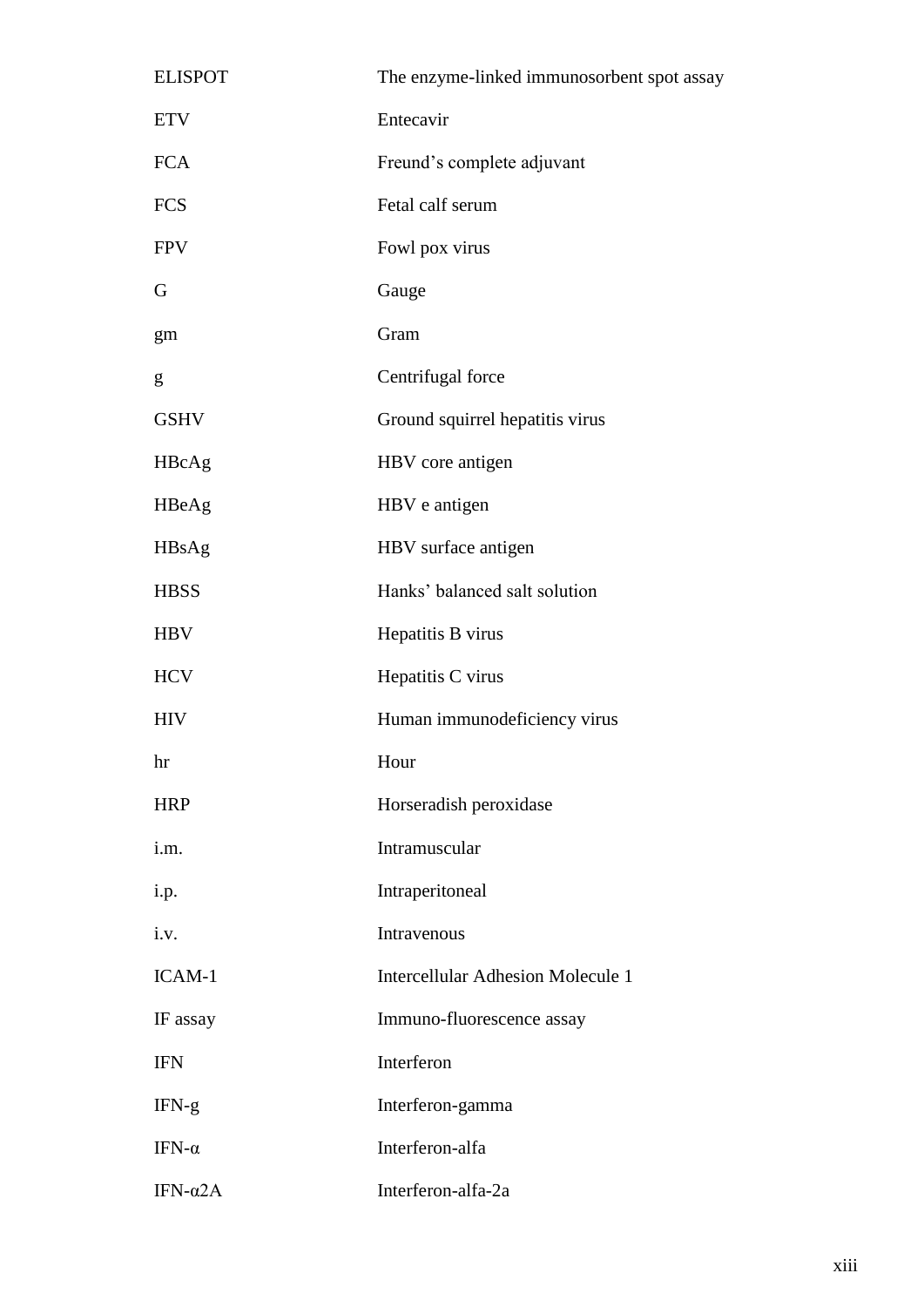| | |
|---|---|
| ELISPOT | The enzyme-linked immunosorbent spot assay |
| ETV | Entecavir |
| FCA | Freund's complete adjuvant |
| FCS | Fetal calf serum |
| FPV | Fowl pox virus |
| G | Gauge |
| gm | Gram |
| g | Centrifugal force |
| GSHV | Ground squirrel hepatitis virus |
| HBcAg | HBV core antigen |
| HBeAg | HBV e antigen |
| HBsAg | HBV surface antigen |
| HBSS | Hanks' balanced salt solution |
| HBV | Hepatitis B virus |
| HCV | Hepatitis C virus |
| HIV | Human immunodeficiency virus |
| hr | Hour |
| HRP | Horseradish peroxidase |
| i.m. | Intramuscular |
| i.p. | Intraperitoneal |
| i.v. | Intravenous |
| ICAM-1 | Intercellular Adhesion Molecule 1 |
| IF assay | Immuno-fluorescence assay |
| IFN | Interferon |
| IFN-g | Interferon-gamma |
| IFN-α | Interferon-alfa |
| IFN-α2A | Interferon-alfa-2a |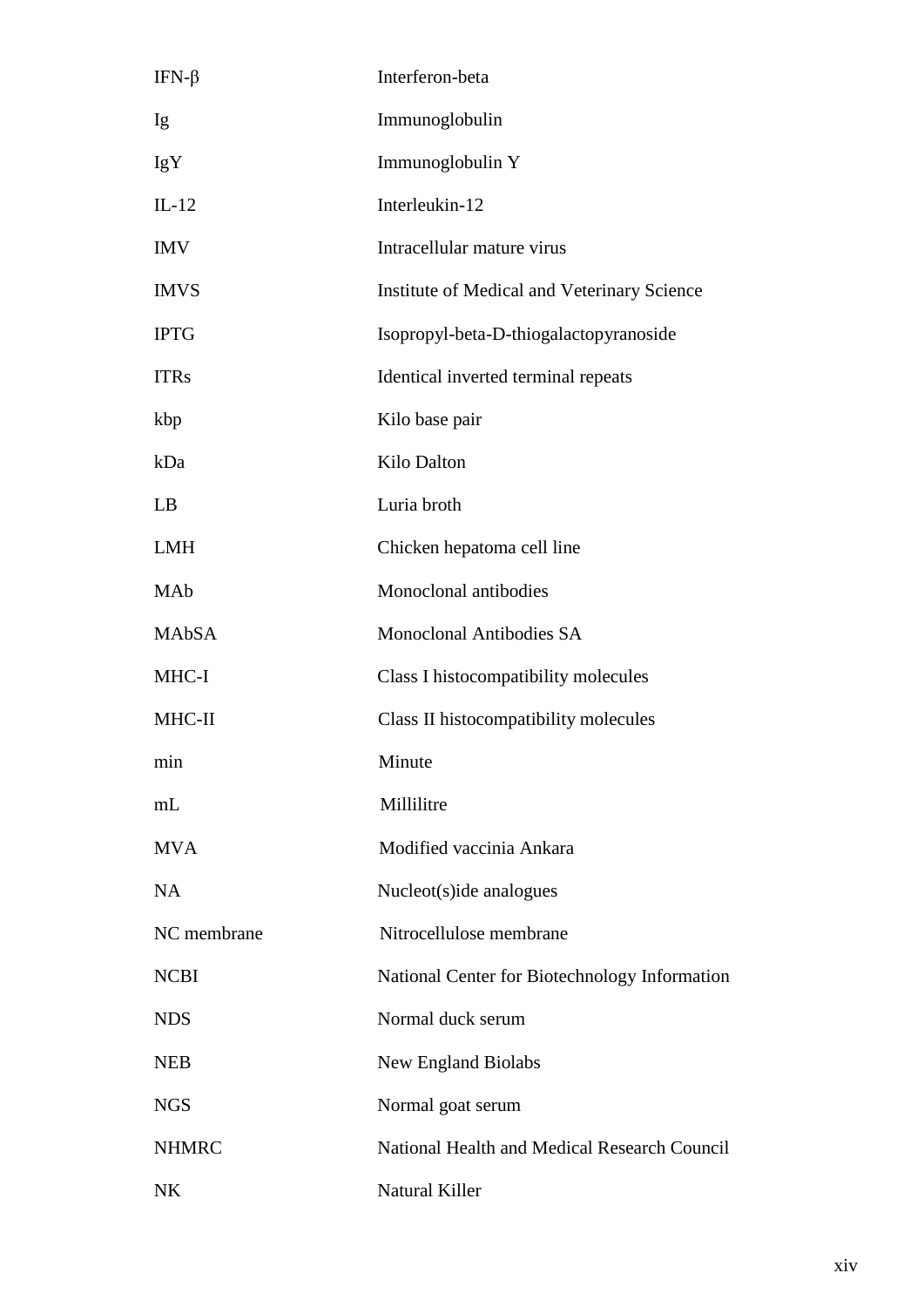| | |
|---|---|
| IFN-β | Interferon-beta |
| Ig | Immunoglobulin |
| IgY | Immunoglobulin Y |
| IL-12 | Interleukin-12 |
| IMV | Intracellular mature virus |
| IMVS | Institute of Medical and Veterinary Science |
| IPTG | Isopropyl-beta-D-thiogalactopyranoside |
| ITRs | Identical inverted terminal repeats |
| kbp | Kilo base pair |
| kDa | Kilo Dalton |
| LB | Luria broth |
| LMH | Chicken hepatoma cell line |
| MAb | Monoclonal antibodies |
| MAbSA | Monoclonal Antibodies SA |
| MHC-I | Class I histocompatibility molecules |
| MHC-II | Class II histocompatibility molecules |
| min | Minute |
| mL | Millilitre |
| MVA | Modified vaccinia Ankara |
| NA | Nucleot(s)ide analogues |
| NC membrane | Nitrocellulose membrane |
| NCBI | National Center for Biotechnology Information |
| NDS | Normal duck serum |
| NEB | New England Biolabs |
| NGS | Normal goat serum |
| NHMRC | National Health and Medical Research Council |
| NK | Natural Killer |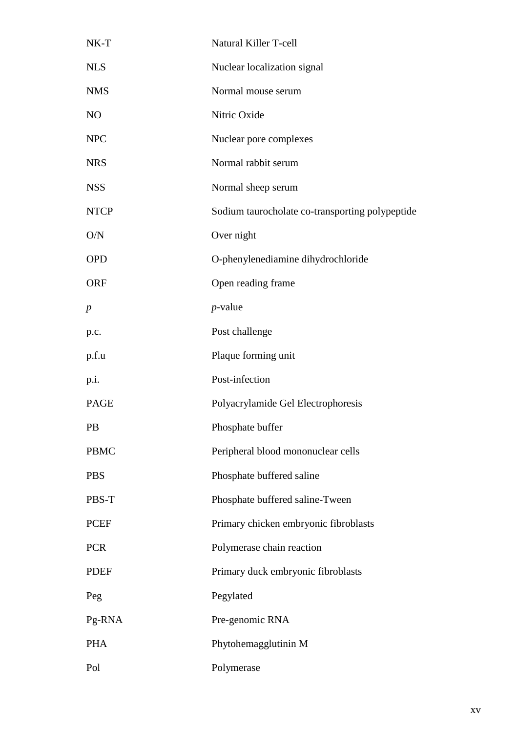| | |
|---|---|
| NK-T | Natural Killer T-cell |
| NLS | Nuclear localization signal |
| NMS | Normal mouse serum |
| NO | Nitric Oxide |
| NPC | Nuclear pore complexes |
| NRS | Normal rabbit serum |
| NSS | Normal sheep serum |
| NTCP | Sodium taurocholate co-transporting polypeptide |
| O/N | Over night |
| OPD | O-phenylenediamine dihydrochloride |
| ORF | Open reading frame |
| *p* | *p*-value |
| p.c. | Post challenge |
| p.f.u | Plaque forming unit |
| p.i. | Post-infection |
| PAGE | Polyacrylamide Gel Electrophoresis |
| PB | Phosphate buffer |
| PBMC | Peripheral blood mononuclear cells |
| PBS | Phosphate buffered saline |
| PBS-T | Phosphate buffered saline-Tween |
| PCEF | Primary chicken embryonic fibroblasts |
| PCR | Polymerase chain reaction |
| PDEF | Primary duck embryonic fibroblasts |
| Peg | Pegylated |
| Pg-RNA | Pre-genomic RNA |
| PHA | Phytohemagglutinin M |
| Pol | Polymerase |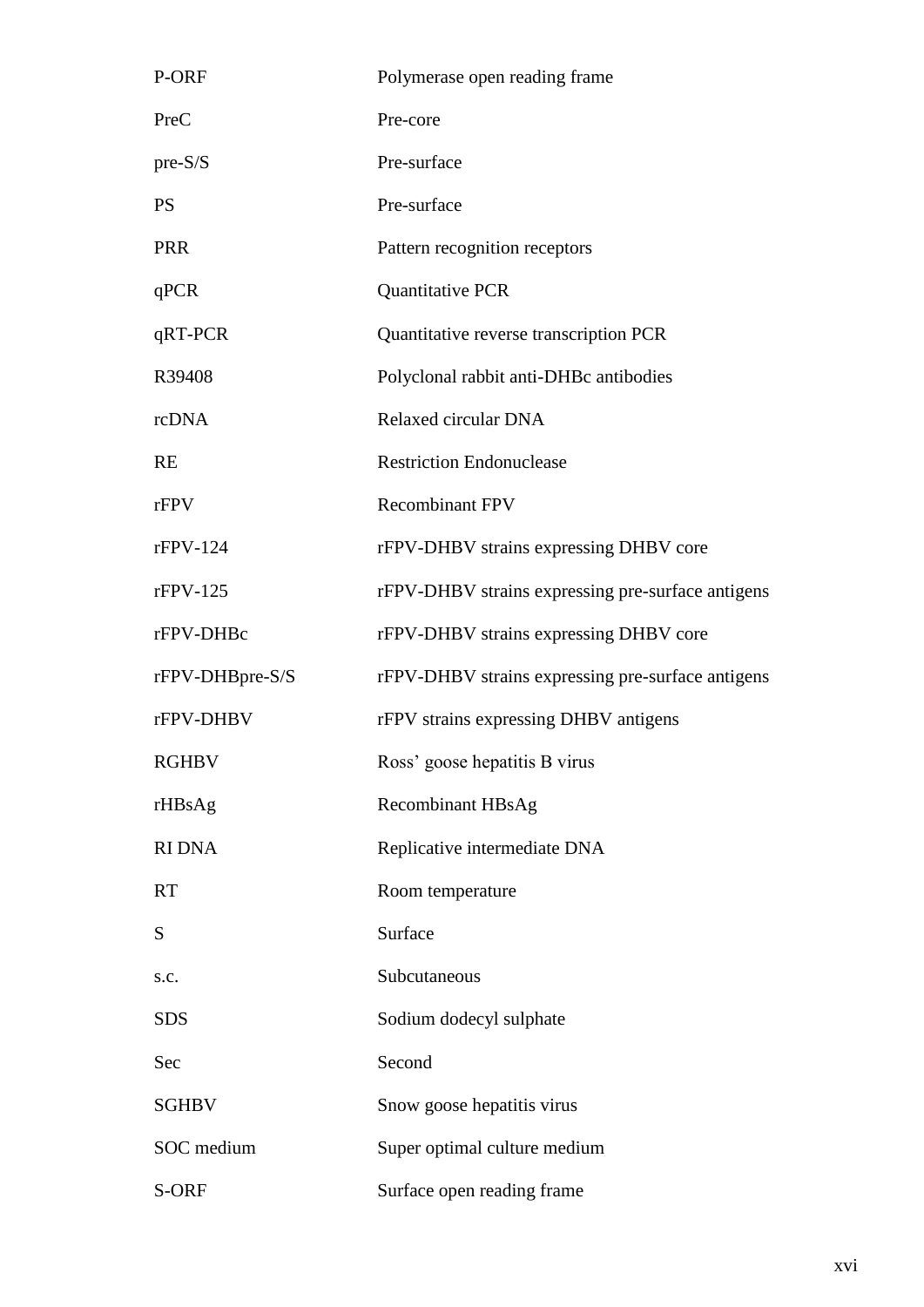| | |
|---|---|
| P-ORF | Polymerase open reading frame |
| PreC | Pre-core |
| pre-S/S | Pre-surface |
| PS | Pre-surface |
| PRR | Pattern recognition receptors |
| qPCR | Quantitative PCR |
| qRT-PCR | Quantitative reverse transcription PCR |
| R39408 | Polyclonal rabbit anti-DHBc antibodies |
| rcDNA | Relaxed circular DNA |
| RE | Restriction Endonuclease |
| rFPV | Recombinant FPV |
| rFPV-124 | rFPV-DHBV strains expressing DHBV core |
| rFPV-125 | rFPV-DHBV strains expressing pre-surface antigens |
| rFPV-DHBc | rFPV-DHBV strains expressing DHBV core |
| rFPV-DHBpre-S/S | rFPV-DHBV strains expressing pre-surface antigens |
| rFPV-DHBV | rFPV strains expressing DHBV antigens |
| RGHBV | Ross' goose hepatitis B virus |
| rHBsAg | Recombinant HBsAg |
| RI DNA | Replicative intermediate DNA |
| RT | Room temperature |
| S | Surface |
| s.c. | Subcutaneous |
| SDS | Sodium dodecyl sulphate |
| Sec | Second |
| SGHBV | Snow goose hepatitis virus |
| SOC medium | Super optimal culture medium |
| S-ORF | Surface open reading frame |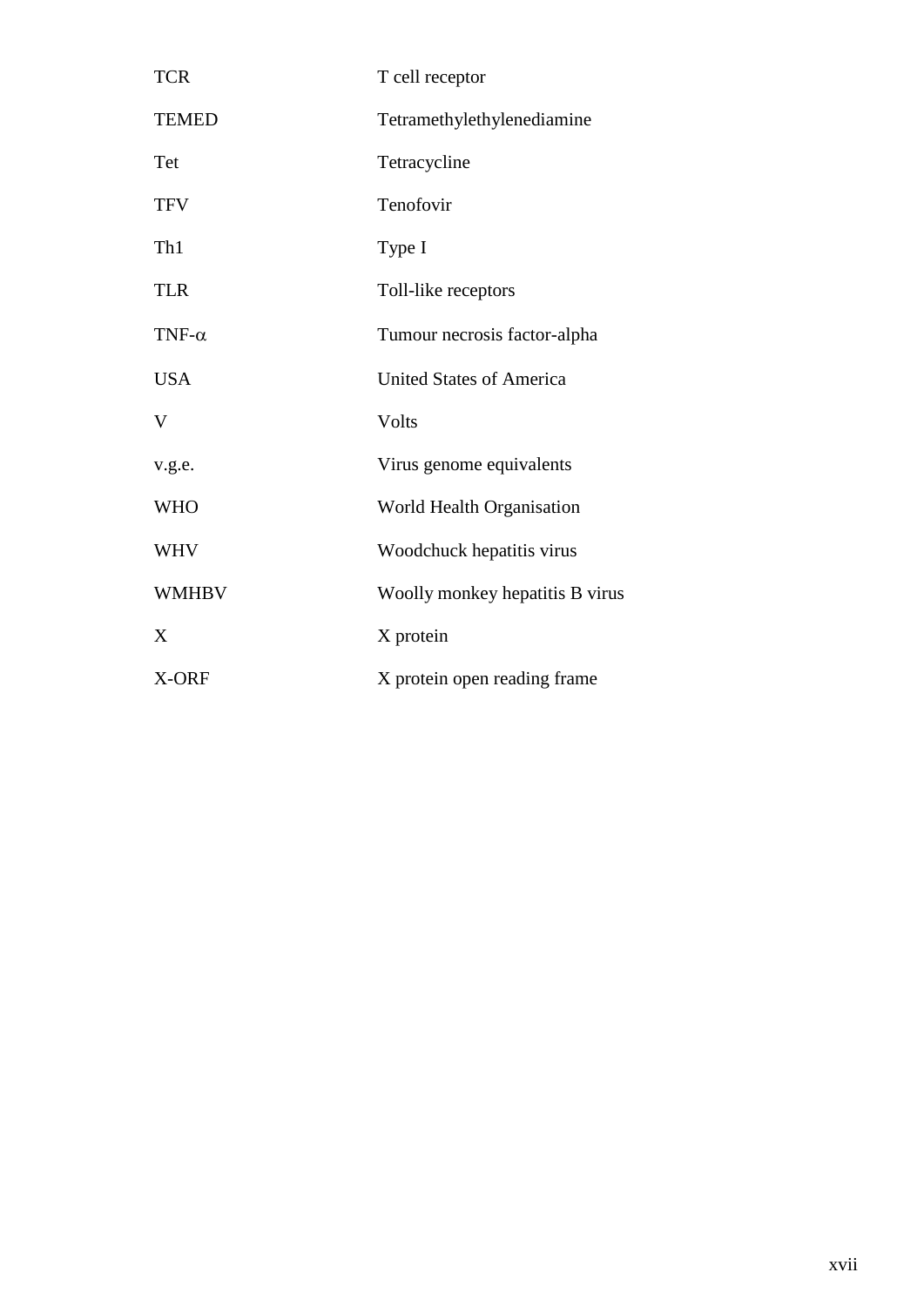| | |
|---|---|
| TCR | T cell receptor |
| TEMED | Tetramethylethylenediamine |
| Tet | Tetracycline |
| TFV | Tenofovir |
| Th1 | Type I |
| TLR | Toll-like receptors |
| TNF-$\alpha$ | Tumour necrosis factor-alpha |
| USA | United States of America |
| V | Volts |
| v.g.e. | Virus genome equivalents |
| WHO | World Health Organisation |
| WHV | Woodchuck hepatitis virus |
| WMHBV | Woolly monkey hepatitis B virus |
| X | X protein |
| X-ORF | X protein open reading frame |